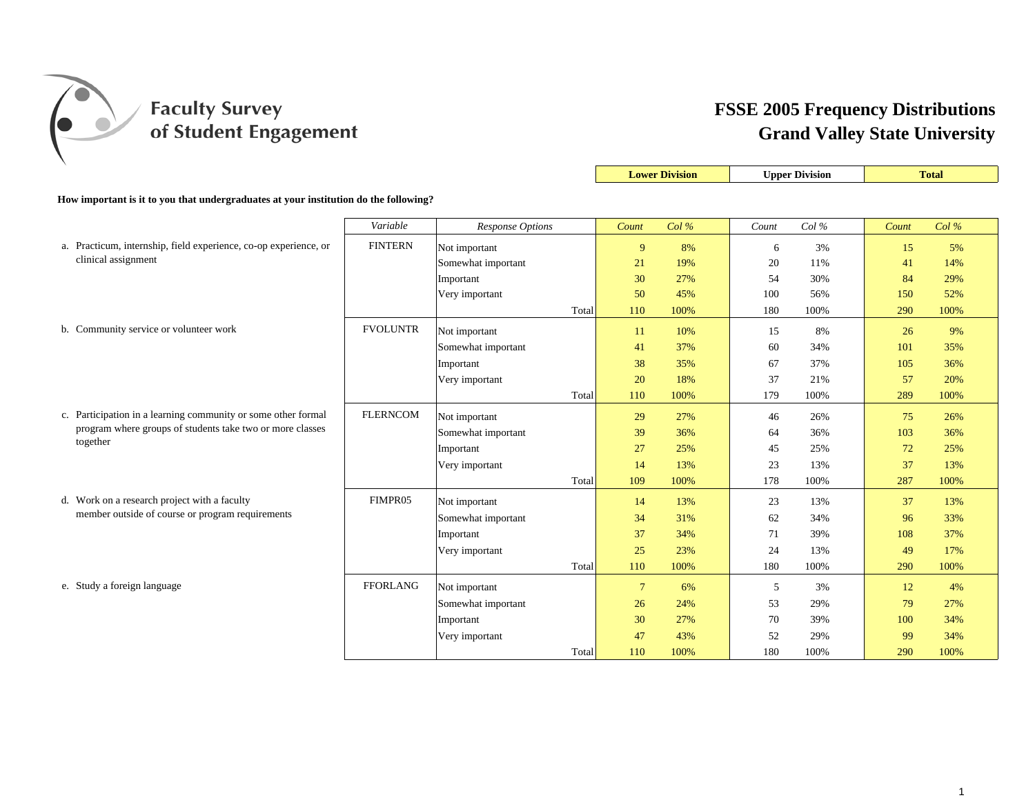Faculty Survey of Student Engagement

# FSSE 2005 Frequency Distributions
# Grand Valley State University

**How important is it to you that undergraduates at your institution do the following?**

| | Variable | Response Options | Lower Division Count | Lower Division Col % | Upper Division Count | Upper Division Col % | Total Count | Total Col % |
|---|---|---|---|---|---|---|---|---|
| a. Practicum, internship, field experience, co-op experience, or clinical assignment | FINTERN | Not important | 9 | 8% | 6 | 3% | 15 | 5% |
| | | Somewhat important | 21 | 19% | 20 | 11% | 41 | 14% |
| | | Important | 30 | 27% | 54 | 30% | 84 | 29% |
| | | Very important | 50 | 45% | 100 | 56% | 150 | 52% |
| | | Total | 110 | 100% | 180 | 100% | 290 | 100% |
| b. Community service or volunteer work | FVOLUNTR | Not important | 11 | 10% | 15 | 8% | 26 | 9% |
| | | Somewhat important | 41 | 37% | 60 | 34% | 101 | 35% |
| | | Important | 38 | 35% | 67 | 37% | 105 | 36% |
| | | Very important | 20 | 18% | 37 | 21% | 57 | 20% |
| | | Total | 110 | 100% | 179 | 100% | 289 | 100% |
| c. Participation in a learning community or some other formal program where groups of students take two or more classes together | FLERNCOM | Not important | 29 | 27% | 46 | 26% | 75 | 26% |
| | | Somewhat important | 39 | 36% | 64 | 36% | 103 | 36% |
| | | Important | 27 | 25% | 45 | 25% | 72 | 25% |
| | | Very important | 14 | 13% | 23 | 13% | 37 | 13% |
| | | Total | 109 | 100% | 178 | 100% | 287 | 100% |
| d. Work on a research project with a faculty member outside of course or program requirements | FIMPR05 | Not important | 14 | 13% | 23 | 13% | 37 | 13% |
| | | Somewhat important | 34 | 31% | 62 | 34% | 96 | 33% |
| | | Important | 37 | 34% | 71 | 39% | 108 | 37% |
| | | Very important | 25 | 23% | 24 | 13% | 49 | 17% |
| | | Total | 110 | 100% | 180 | 100% | 290 | 100% |
| e. Study a foreign language | FFORLANG | Not important | 7 | 6% | 5 | 3% | 12 | 4% |
| | | Somewhat important | 26 | 24% | 53 | 29% | 79 | 27% |
| | | Important | 30 | 27% | 70 | 39% | 100 | 34% |
| | | Very important | 47 | 43% | 52 | 29% | 99 | 34% |
| | | Total | 110 | 100% | 180 | 100% | 290 | 100% |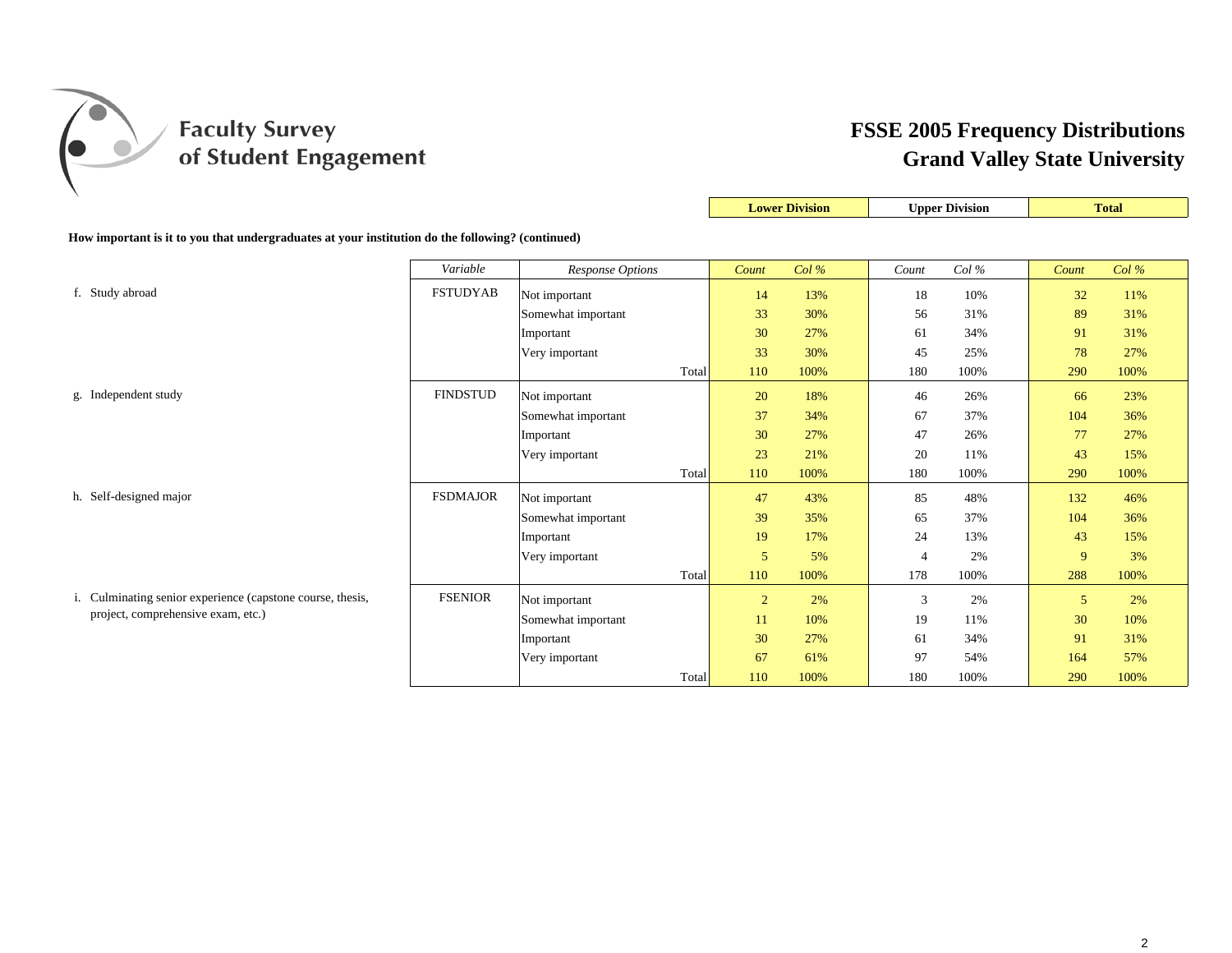# FSSE 2005 Frequency Distributions
## Grand Valley State University

**How important is it to you that undergraduates at your institution do the following? (continued)**

| Item | Variable | Response Options | Lower Division Count | Lower Division Col % | Upper Division Count | Upper Division Col % | Total Count | Total Col % |
|---|---|---|---|---|---|---|---|---|
| f. Study abroad | FSTUDYAB | Not important | 14 | 13% | 18 | 10% | 32 | 11% |
| | | Somewhat important | 33 | 30% | 56 | 31% | 89 | 31% |
| | | Important | 30 | 27% | 61 | 34% | 91 | 31% |
| | | Very important | 33 | 30% | 45 | 25% | 78 | 27% |
| | | Total | 110 | 100% | 180 | 100% | 290 | 100% |
| g. Independent study | FINDSTUD | Not important | 20 | 18% | 46 | 26% | 66 | 23% |
| | | Somewhat important | 37 | 34% | 67 | 37% | 104 | 36% |
| | | Important | 30 | 27% | 47 | 26% | 77 | 27% |
| | | Very important | 23 | 21% | 20 | 11% | 43 | 15% |
| | | Total | 110 | 100% | 180 | 100% | 290 | 100% |
| h. Self-designed major | FSDMAJOR | Not important | 47 | 43% | 85 | 48% | 132 | 46% |
| | | Somewhat important | 39 | 35% | 65 | 37% | 104 | 36% |
| | | Important | 19 | 17% | 24 | 13% | 43 | 15% |
| | | Very important | 5 | 5% | 4 | 2% | 9 | 3% |
| | | Total | 110 | 100% | 178 | 100% | 288 | 100% |
| i. Culminating senior experience (capstone course, thesis, project, comprehensive exam, etc.) | FSENIOR | Not important | 2 | 2% | 3 | 2% | 5 | 2% |
| | | Somewhat important | 11 | 10% | 19 | 11% | 30 | 10% |
| | | Important | 30 | 27% | 61 | 34% | 91 | 31% |
| | | Very important | 67 | 61% | 97 | 54% | 164 | 57% |
| | | Total | 110 | 100% | 180 | 100% | 290 | 100% |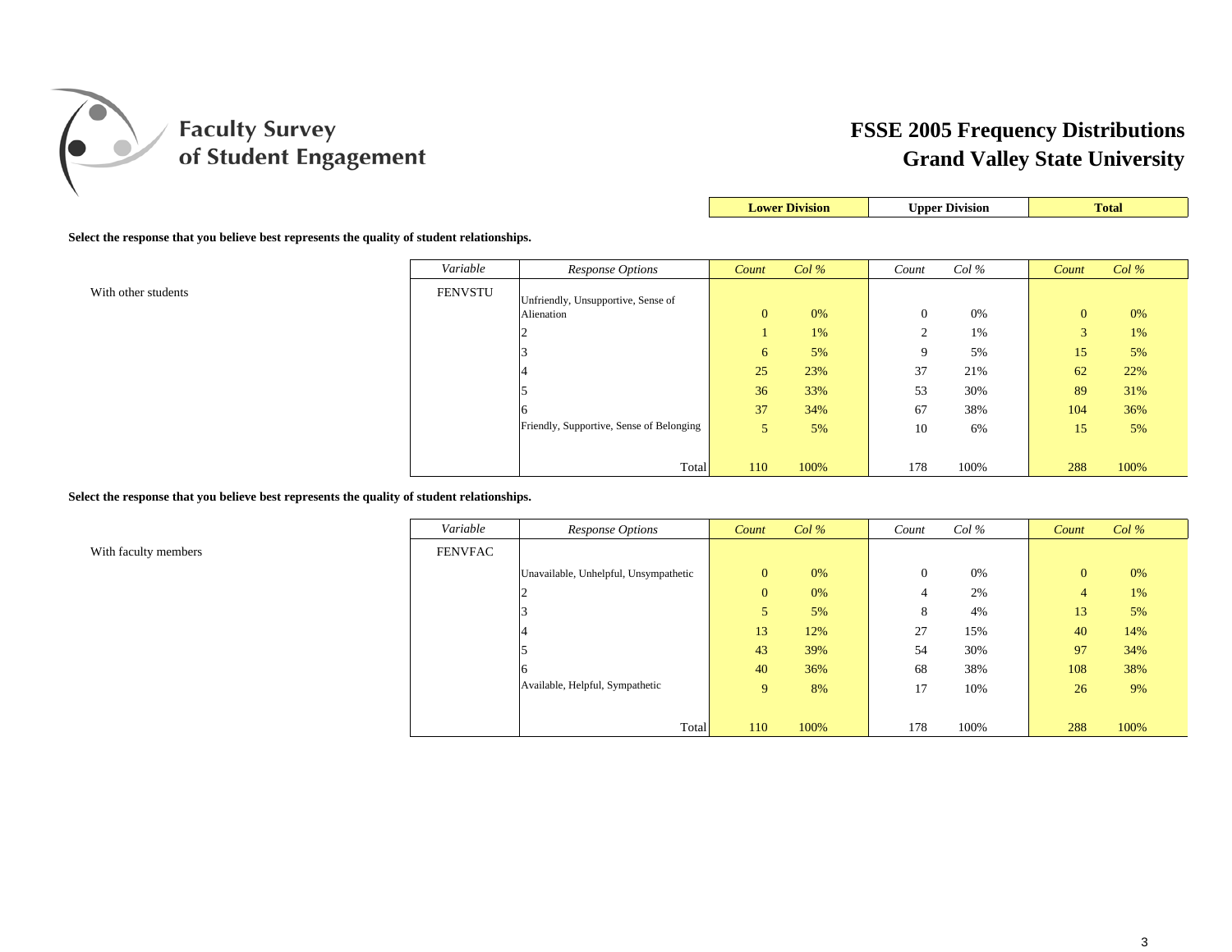# Faculty Survey of Student Engagement

## FSSE 2005 Frequency Distributions
## Grand Valley State University

**Select the response that you believe best represents the quality of student relationships.**

| | Variable | Response Options | Lower Division Count | Lower Division Col % | Upper Division Count | Upper Division Col % | Total Count | Total Col % |
|---|---|---|---|---|---|---|---|---|
| With other students | FENVSTU | Unfriendly, Unsupportive, Sense of Alienation | 0 | 0% | 0 | 0% | 0 | 0% |
| | | 2 | 1 | 1% | 2 | 1% | 3 | 1% |
| | | 3 | 6 | 5% | 9 | 5% | 15 | 5% |
| | | 4 | 25 | 23% | 37 | 21% | 62 | 22% |
| | | 5 | 36 | 33% | 53 | 30% | 89 | 31% |
| | | 6 | 37 | 34% | 67 | 38% | 104 | 36% |
| | | Friendly, Supportive, Sense of Belonging | 5 | 5% | 10 | 6% | 15 | 5% |
| | | Total | 110 | 100% | 178 | 100% | 288 | 100% |

**Select the response that you believe best represents the quality of student relationships.**

| | Variable | Response Options | Lower Division Count | Lower Division Col % | Upper Division Count | Upper Division Col % | Total Count | Total Col % |
|---|---|---|---|---|---|---|---|---|
| With faculty members | FENVFAC | Unavailable, Unhelpful, Unsympathetic | 0 | 0% | 0 | 0% | 0 | 0% |
| | | 2 | 0 | 0% | 4 | 2% | 4 | 1% |
| | | 3 | 5 | 5% | 8 | 4% | 13 | 5% |
| | | 4 | 13 | 12% | 27 | 15% | 40 | 14% |
| | | 5 | 43 | 39% | 54 | 30% | 97 | 34% |
| | | 6 | 40 | 36% | 68 | 38% | 108 | 38% |
| | | Available, Helpful, Sympathetic | 9 | 8% | 17 | 10% | 26 | 9% |
| | | Total | 110 | 100% | 178 | 100% | 288 | 100% |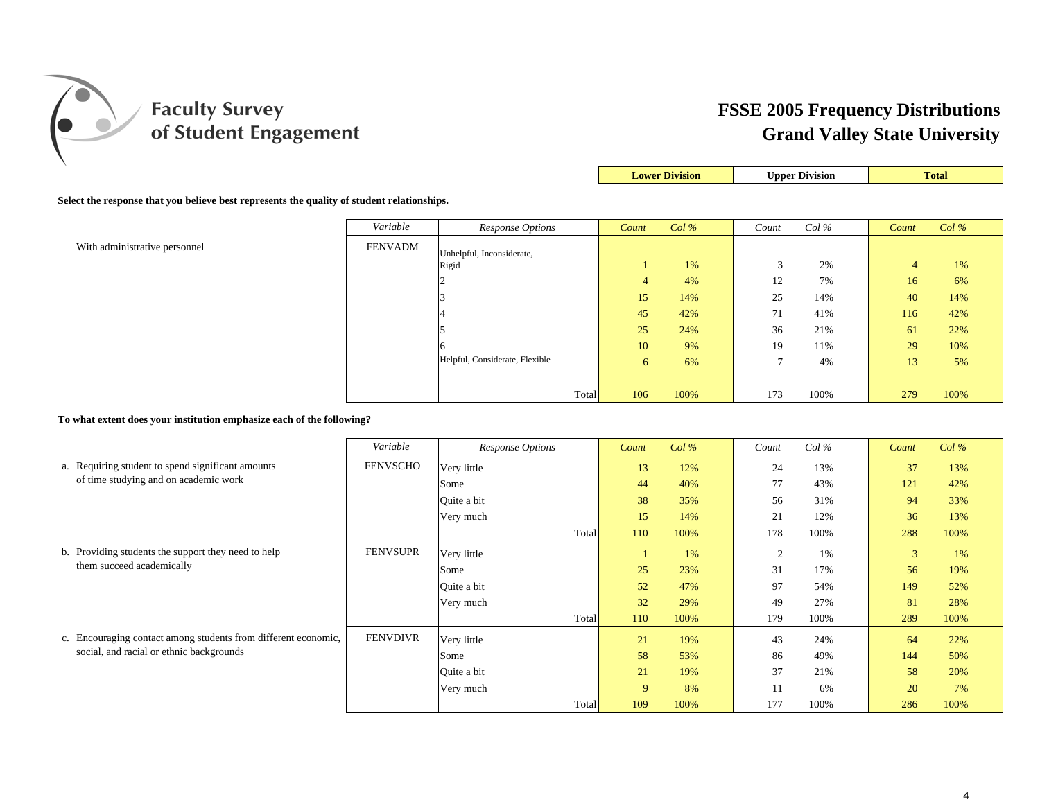# FSSE 2005 Frequency Distributions
## Grand Valley State University

**Select the response that you believe best represents the quality of student relationships.**

| | Variable | Response Options | Lower Division Count | Lower Division Col % | Upper Division Count | Upper Division Col % | Total Count | Total Col % |
|---|---|---|---|---|---|---|---|---|
| With administrative personnel | FENVADM | Unhelpful, Inconsiderate, Rigid | 1 | 1% | 3 | 2% | 4 | 1% |
| | | 2 | 4 | 4% | 12 | 7% | 16 | 6% |
| | | 3 | 15 | 14% | 25 | 14% | 40 | 14% |
| | | 4 | 45 | 42% | 71 | 41% | 116 | 42% |
| | | 5 | 25 | 24% | 36 | 21% | 61 | 22% |
| | | 6 | 10 | 9% | 19 | 11% | 29 | 10% |
| | | Helpful, Considerate, Flexible | 6 | 6% | 7 | 4% | 13 | 5% |
| | | Total | 106 | 100% | 173 | 100% | 279 | 100% |

**To what extent does your institution emphasize each of the following?**

| | Variable | Response Options | Lower Division Count | Lower Division Col % | Upper Division Count | Upper Division Col % | Total Count | Total Col % |
|---|---|---|---|---|---|---|---|---|
| a. Requiring student to spend significant amounts of time studying and on academic work | FENVSCHO | Very little | 13 | 12% | 24 | 13% | 37 | 13% |
| | | Some | 44 | 40% | 77 | 43% | 121 | 42% |
| | | Quite a bit | 38 | 35% | 56 | 31% | 94 | 33% |
| | | Very much | 15 | 14% | 21 | 12% | 36 | 13% |
| | | Total | 110 | 100% | 178 | 100% | 288 | 100% |
| b. Providing students the support they need to help them succeed academically | FENVSUPR | Very little | 1 | 1% | 2 | 1% | 3 | 1% |
| | | Some | 25 | 23% | 31 | 17% | 56 | 19% |
| | | Quite a bit | 52 | 47% | 97 | 54% | 149 | 52% |
| | | Very much | 32 | 29% | 49 | 27% | 81 | 28% |
| | | Total | 110 | 100% | 179 | 100% | 289 | 100% |
| c. Encouraging contact among students from different economic, social, and racial or ethnic backgrounds | FENVDIVR | Very little | 21 | 19% | 43 | 24% | 64 | 22% |
| | | Some | 58 | 53% | 86 | 49% | 144 | 50% |
| | | Quite a bit | 21 | 19% | 37 | 21% | 58 | 20% |
| | | Very much | 9 | 8% | 11 | 6% | 20 | 7% |
| | | Total | 109 | 100% | 177 | 100% | 286 | 100% |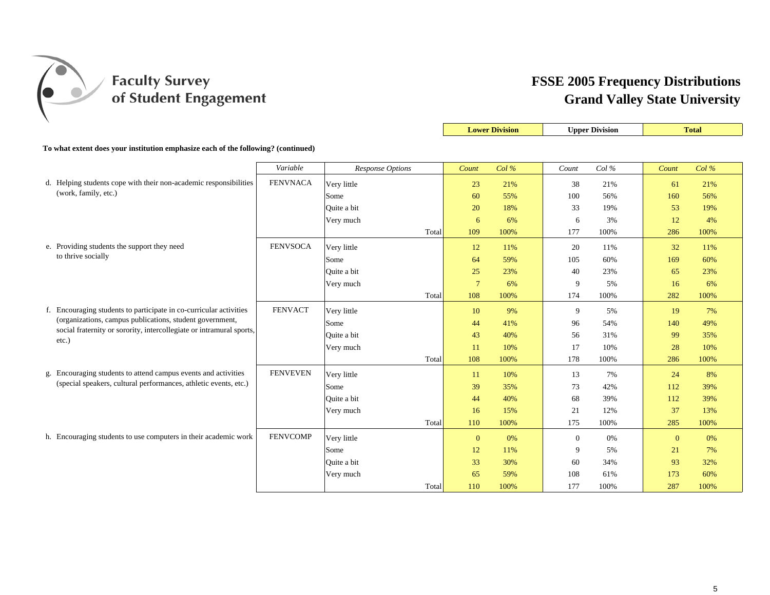# FSSE 2005 Frequency Distributions
## Grand Valley State University

**To what extent does your institution emphasize each of the following? (continued)**

| | Variable | Response Options | Lower Division Count | Lower Division Col % | Upper Division Count | Upper Division Col % | Total Count | Total Col % |
|---|---|---|---|---|---|---|---|---|
| d. Helping students cope with their non-academic responsibilities (work, family, etc.) | FENVNACA | Very little | 23 | 21% | 38 | 21% | 61 | 21% |
| | | Some | 60 | 55% | 100 | 56% | 160 | 56% |
| | | Quite a bit | 20 | 18% | 33 | 19% | 53 | 19% |
| | | Very much | 6 | 6% | 6 | 3% | 12 | 4% |
| | | Total | 109 | 100% | 177 | 100% | 286 | 100% |
| e. Providing students the support they need to thrive socially | FENVSOCA | Very little | 12 | 11% | 20 | 11% | 32 | 11% |
| | | Some | 64 | 59% | 105 | 60% | 169 | 60% |
| | | Quite a bit | 25 | 23% | 40 | 23% | 65 | 23% |
| | | Very much | 7 | 6% | 9 | 5% | 16 | 6% |
| | | Total | 108 | 100% | 174 | 100% | 282 | 100% |
| f. Encouraging students to participate in co-curricular activities (organizations, campus publications, student government, social fraternity or sorority, intercollegiate or intramural sports, etc.) | FENVACT | Very little | 10 | 9% | 9 | 5% | 19 | 7% |
| | | Some | 44 | 41% | 96 | 54% | 140 | 49% |
| | | Quite a bit | 43 | 40% | 56 | 31% | 99 | 35% |
| | | Very much | 11 | 10% | 17 | 10% | 28 | 10% |
| | | Total | 108 | 100% | 178 | 100% | 286 | 100% |
| g. Encouraging students to attend campus events and activities (special speakers, cultural performances, athletic events, etc.) | FENVEVEN | Very little | 11 | 10% | 13 | 7% | 24 | 8% |
| | | Some | 39 | 35% | 73 | 42% | 112 | 39% |
| | | Quite a bit | 44 | 40% | 68 | 39% | 112 | 39% |
| | | Very much | 16 | 15% | 21 | 12% | 37 | 13% |
| | | Total | 110 | 100% | 175 | 100% | 285 | 100% |
| h. Encouraging students to use computers in their academic work | FENVCOMP | Very little | 0 | 0% | 0 | 0% | 0 | 0% |
| | | Some | 12 | 11% | 9 | 5% | 21 | 7% |
| | | Quite a bit | 33 | 30% | 60 | 34% | 93 | 32% |
| | | Very much | 65 | 59% | 108 | 61% | 173 | 60% |
| | | Total | 110 | 100% | 177 | 100% | 287 | 100% |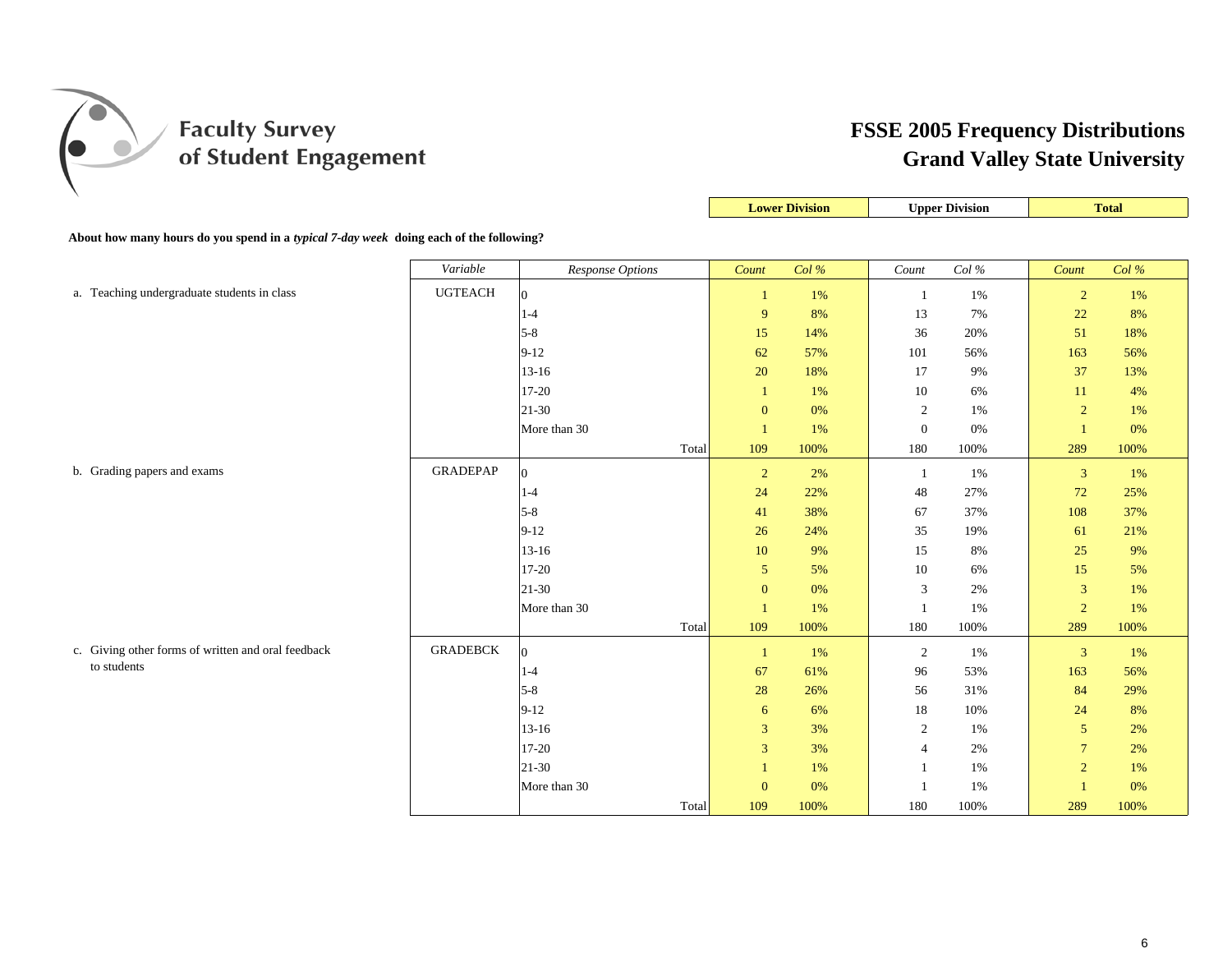Faculty Survey of Student Engagement

# FSSE 2005 Frequency Distributions
# Grand Valley State University

**About how many hours do you spend in a *typical 7-day week* doing each of the following?**

| | Variable | Response Options | Lower Division Count | Lower Division Col % | Upper Division Count | Upper Division Col % | Total Count | Total Col % |
|---|---|---|---|---|---|---|---|---|
| a. Teaching undergraduate students in class | UGTEACH | 0 | 1 | 1% | 1 | 1% | 2 | 1% |
| | | 1-4 | 9 | 8% | 13 | 7% | 22 | 8% |
| | | 5-8 | 15 | 14% | 36 | 20% | 51 | 18% |
| | | 9-12 | 62 | 57% | 101 | 56% | 163 | 56% |
| | | 13-16 | 20 | 18% | 17 | 9% | 37 | 13% |
| | | 17-20 | 1 | 1% | 10 | 6% | 11 | 4% |
| | | 21-30 | 0 | 0% | 2 | 1% | 2 | 1% |
| | | More than 30 | 1 | 1% | 0 | 0% | 1 | 0% |
| | | Total | 109 | 100% | 180 | 100% | 289 | 100% |
| b. Grading papers and exams | GRADEPAP | 0 | 2 | 2% | 1 | 1% | 3 | 1% |
| | | 1-4 | 24 | 22% | 48 | 27% | 72 | 25% |
| | | 5-8 | 41 | 38% | 67 | 37% | 108 | 37% |
| | | 9-12 | 26 | 24% | 35 | 19% | 61 | 21% |
| | | 13-16 | 10 | 9% | 15 | 8% | 25 | 9% |
| | | 17-20 | 5 | 5% | 10 | 6% | 15 | 5% |
| | | 21-30 | 0 | 0% | 3 | 2% | 3 | 1% |
| | | More than 30 | 1 | 1% | 1 | 1% | 2 | 1% |
| | | Total | 109 | 100% | 180 | 100% | 289 | 100% |
| c. Giving other forms of written and oral feedback to students | GRADEBCK | 0 | 1 | 1% | 2 | 1% | 3 | 1% |
| | | 1-4 | 67 | 61% | 96 | 53% | 163 | 56% |
| | | 5-8 | 28 | 26% | 56 | 31% | 84 | 29% |
| | | 9-12 | 6 | 6% | 18 | 10% | 24 | 8% |
| | | 13-16 | 3 | 3% | 2 | 1% | 5 | 2% |
| | | 17-20 | 3 | 3% | 4 | 2% | 7 | 2% |
| | | 21-30 | 1 | 1% | 1 | 1% | 2 | 1% |
| | | More than 30 | 0 | 0% | 1 | 1% | 1 | 0% |
| | | Total | 109 | 100% | 180 | 100% | 289 | 100% |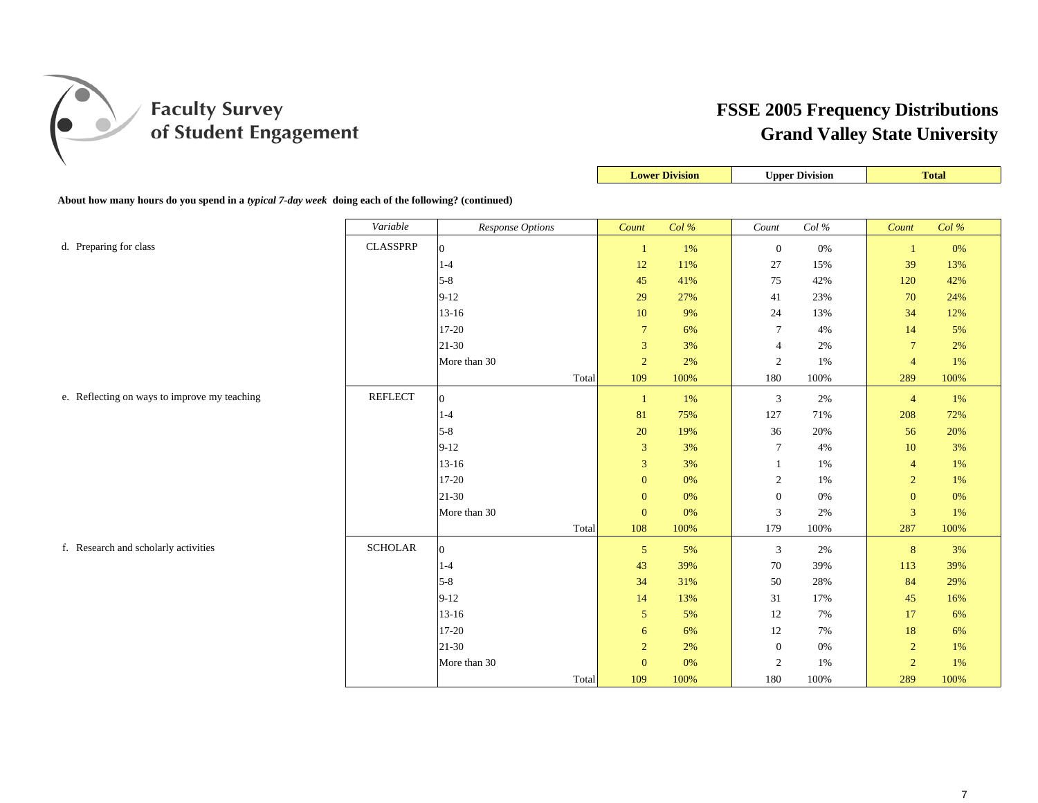# FSSE 2005 Frequency Distributions
# Grand Valley State University

Faculty Survey of Student Engagement

**About how many hours do you spend in a *typical 7-day week* doing each of the following? (continued)**

| | Variable | Response Options | Lower Division Count | Lower Division Col % | Upper Division Count | Upper Division Col % | Total Count | Total Col % |
|---|---|---|---|---|---|---|---|---|
| d. Preparing for class | CLASSPRP | 0 | 1 | 1% | 0 | 0% | 1 | 0% |
| | | 1-4 | 12 | 11% | 27 | 15% | 39 | 13% |
| | | 5-8 | 45 | 41% | 75 | 42% | 120 | 42% |
| | | 9-12 | 29 | 27% | 41 | 23% | 70 | 24% |
| | | 13-16 | 10 | 9% | 24 | 13% | 34 | 12% |
| | | 17-20 | 7 | 6% | 7 | 4% | 14 | 5% |
| | | 21-30 | 3 | 3% | 4 | 2% | 7 | 2% |
| | | More than 30 | 2 | 2% | 2 | 1% | 4 | 1% |
| | | Total | 109 | 100% | 180 | 100% | 289 | 100% |
| e. Reflecting on ways to improve my teaching | REFLECT | 0 | 1 | 1% | 3 | 2% | 4 | 1% |
| | | 1-4 | 81 | 75% | 127 | 71% | 208 | 72% |
| | | 5-8 | 20 | 19% | 36 | 20% | 56 | 20% |
| | | 9-12 | 3 | 3% | 7 | 4% | 10 | 3% |
| | | 13-16 | 3 | 3% | 1 | 1% | 4 | 1% |
| | | 17-20 | 0 | 0% | 2 | 1% | 2 | 1% |
| | | 21-30 | 0 | 0% | 0 | 0% | 0 | 0% |
| | | More than 30 | 0 | 0% | 3 | 2% | 3 | 1% |
| | | Total | 108 | 100% | 179 | 100% | 287 | 100% |
| f. Research and scholarly activities | SCHOLAR | 0 | 5 | 5% | 3 | 2% | 8 | 3% |
| | | 1-4 | 43 | 39% | 70 | 39% | 113 | 39% |
| | | 5-8 | 34 | 31% | 50 | 28% | 84 | 29% |
| | | 9-12 | 14 | 13% | 31 | 17% | 45 | 16% |
| | | 13-16 | 5 | 5% | 12 | 7% | 17 | 6% |
| | | 17-20 | 6 | 6% | 12 | 7% | 18 | 6% |
| | | 21-30 | 2 | 2% | 0 | 0% | 2 | 1% |
| | | More than 30 | 0 | 0% | 2 | 1% | 2 | 1% |
| | | Total | 109 | 100% | 180 | 100% | 289 | 100% |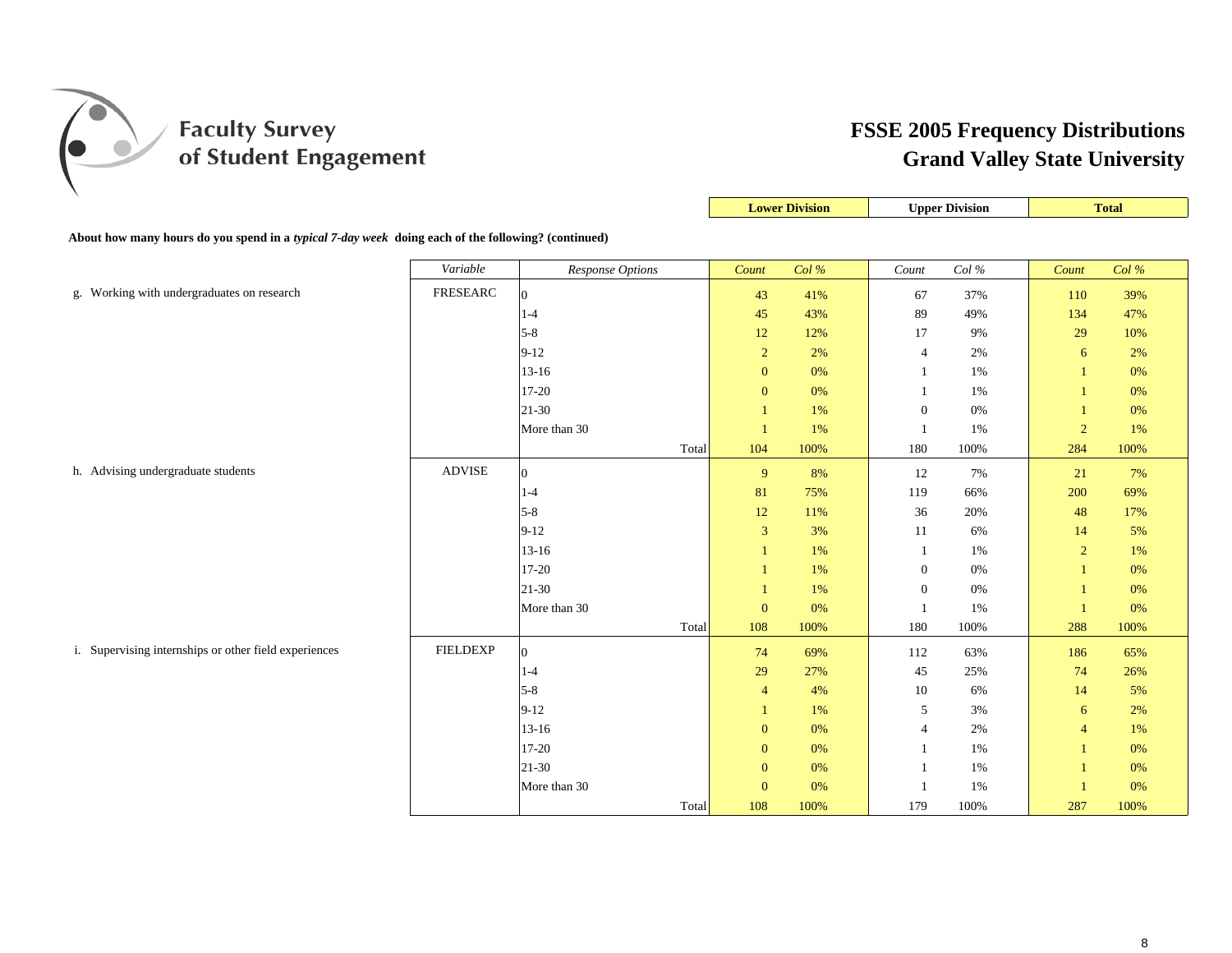# Faculty Survey of Student Engagement

## FSSE 2005 Frequency Distributions
## Grand Valley State University

**About how many hours do you spend in a *typical 7-day week* doing each of the following? (continued)**

| | *Variable* | *Response Options* | **Lower Division** *Count* | *Col %* | **Upper Division** *Count* | *Col %* | **Total** *Count* | *Col %* |
|---|---|---|---|---|---|---|---|---|
| g. Working with undergraduates on research | FRESEARC | 0 | 43 | 41% | 67 | 37% | 110 | 39% |
| | | 1-4 | 45 | 43% | 89 | 49% | 134 | 47% |
| | | 5-8 | 12 | 12% | 17 | 9% | 29 | 10% |
| | | 9-12 | 2 | 2% | 4 | 2% | 6 | 2% |
| | | 13-16 | 0 | 0% | 1 | 1% | 1 | 0% |
| | | 17-20 | 0 | 0% | 1 | 1% | 1 | 0% |
| | | 21-30 | 1 | 1% | 0 | 0% | 1 | 0% |
| | | More than 30 | 1 | 1% | 1 | 1% | 2 | 1% |
| | | Total | 104 | 100% | 180 | 100% | 284 | 100% |
| h. Advising undergraduate students | ADVISE | 0 | 9 | 8% | 12 | 7% | 21 | 7% |
| | | 1-4 | 81 | 75% | 119 | 66% | 200 | 69% |
| | | 5-8 | 12 | 11% | 36 | 20% | 48 | 17% |
| | | 9-12 | 3 | 3% | 11 | 6% | 14 | 5% |
| | | 13-16 | 1 | 1% | 1 | 1% | 2 | 1% |
| | | 17-20 | 1 | 1% | 0 | 0% | 1 | 0% |
| | | 21-30 | 1 | 1% | 0 | 0% | 1 | 0% |
| | | More than 30 | 0 | 0% | 1 | 1% | 1 | 0% |
| | | Total | 108 | 100% | 180 | 100% | 288 | 100% |
| i. Supervising internships or other field experiences | FIELDEXP | 0 | 74 | 69% | 112 | 63% | 186 | 65% |
| | | 1-4 | 29 | 27% | 45 | 25% | 74 | 26% |
| | | 5-8 | 4 | 4% | 10 | 6% | 14 | 5% |
| | | 9-12 | 1 | 1% | 5 | 3% | 6 | 2% |
| | | 13-16 | 0 | 0% | 4 | 2% | 4 | 1% |
| | | 17-20 | 0 | 0% | 1 | 1% | 1 | 0% |
| | | 21-30 | 0 | 0% | 1 | 1% | 1 | 0% |
| | | More than 30 | 0 | 0% | 1 | 1% | 1 | 0% |
| | | Total | 108 | 100% | 179 | 100% | 287 | 100% |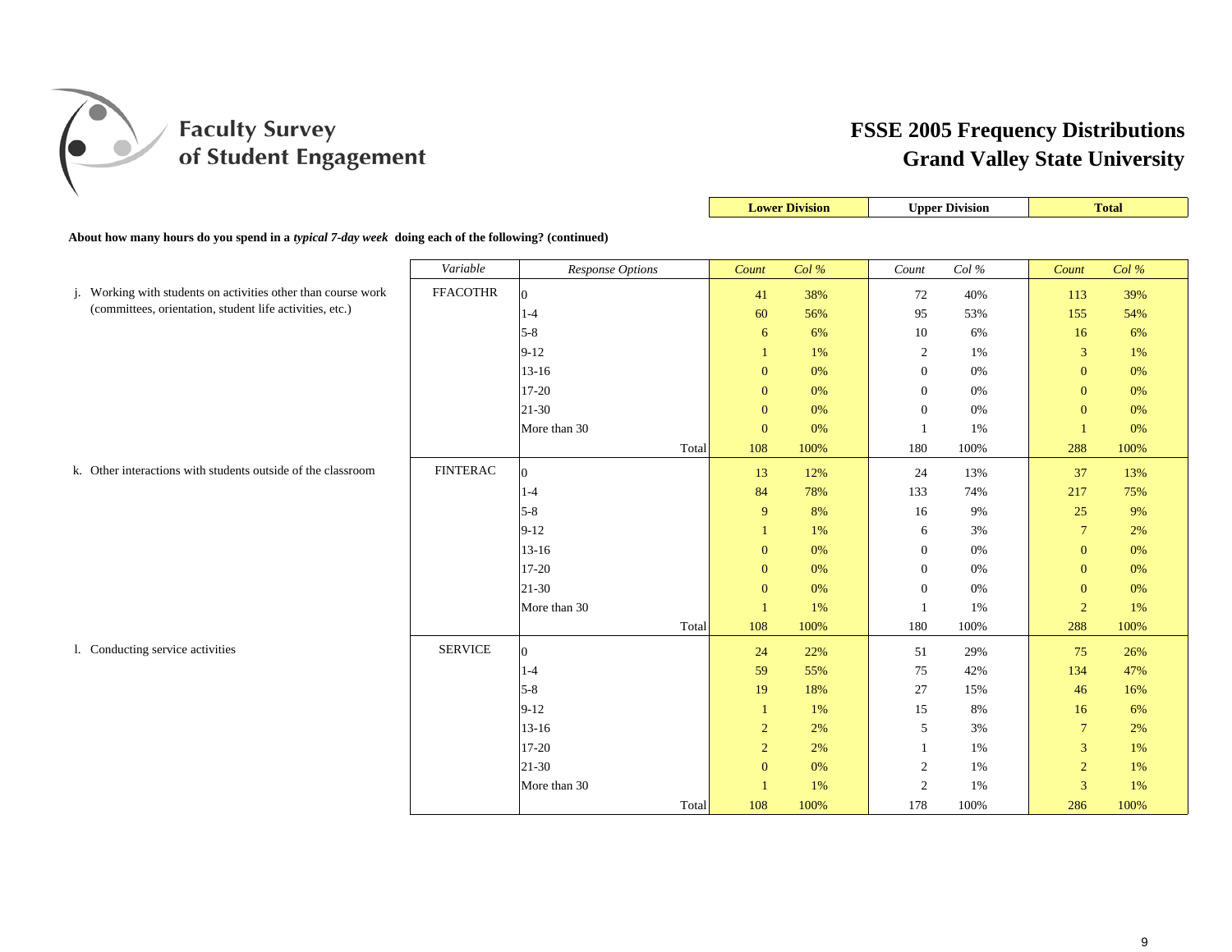Faculty Survey of Student Engagement

# FSSE 2005 Frequency Distributions
# Grand Valley State University

**About how many hours do you spend in a *typical 7-day week* doing each of the following? (continued)**

| | *Variable* | *Response Options* | Lower Division *Count* | Lower Division *Col %* | Upper Division *Count* | Upper Division *Col %* | Total *Count* | Total *Col %* |
|---|---|---|---|---|---|---|---|---|
| j. Working with students on activities other than course work (committees, orientation, student life activities, etc.) | FFACOTHR | 0 | 41 | 38% | 72 | 40% | 113 | 39% |
| | | 1-4 | 60 | 56% | 95 | 53% | 155 | 54% |
| | | 5-8 | 6 | 6% | 10 | 6% | 16 | 6% |
| | | 9-12 | 1 | 1% | 2 | 1% | 3 | 1% |
| | | 13-16 | 0 | 0% | 0 | 0% | 0 | 0% |
| | | 17-20 | 0 | 0% | 0 | 0% | 0 | 0% |
| | | 21-30 | 0 | 0% | 0 | 0% | 0 | 0% |
| | | More than 30 | 0 | 0% | 1 | 1% | 1 | 0% |
| | | Total | 108 | 100% | 180 | 100% | 288 | 100% |
| k. Other interactions with students outside of the classroom | FINTERAC | 0 | 13 | 12% | 24 | 13% | 37 | 13% |
| | | 1-4 | 84 | 78% | 133 | 74% | 217 | 75% |
| | | 5-8 | 9 | 8% | 16 | 9% | 25 | 9% |
| | | 9-12 | 1 | 1% | 6 | 3% | 7 | 2% |
| | | 13-16 | 0 | 0% | 0 | 0% | 0 | 0% |
| | | 17-20 | 0 | 0% | 0 | 0% | 0 | 0% |
| | | 21-30 | 0 | 0% | 0 | 0% | 0 | 0% |
| | | More than 30 | 1 | 1% | 1 | 1% | 2 | 1% |
| | | Total | 108 | 100% | 180 | 100% | 288 | 100% |
| l. Conducting service activities | SERVICE | 0 | 24 | 22% | 51 | 29% | 75 | 26% |
| | | 1-4 | 59 | 55% | 75 | 42% | 134 | 47% |
| | | 5-8 | 19 | 18% | 27 | 15% | 46 | 16% |
| | | 9-12 | 1 | 1% | 15 | 8% | 16 | 6% |
| | | 13-16 | 2 | 2% | 5 | 3% | 7 | 2% |
| | | 17-20 | 2 | 2% | 1 | 1% | 3 | 1% |
| | | 21-30 | 0 | 0% | 2 | 1% | 2 | 1% |
| | | More than 30 | 1 | 1% | 2 | 1% | 3 | 1% |
| | | Total | 108 | 100% | 178 | 100% | 286 | 100% |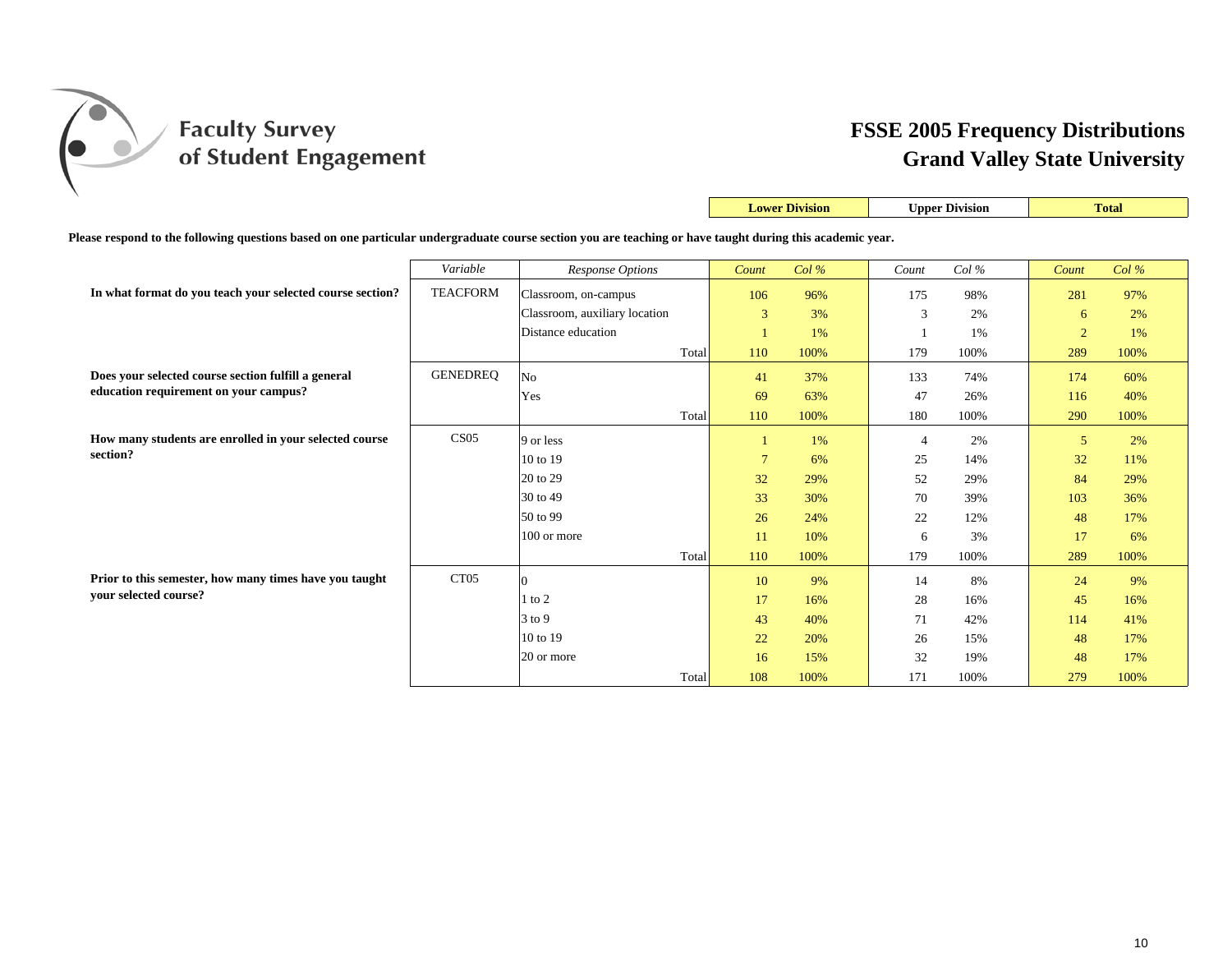# Faculty Survey of Student Engagement

## FSSE 2005 Frequency Distributions
## Grand Valley State University

**Please respond to the following questions based on one particular undergraduate course section you are teaching or have taught during this academic year.**

| | Variable | Response Options | Lower Division Count | Lower Division Col % | Upper Division Count | Upper Division Col % | Total Count | Total Col % |
|---|---|---|---|---|---|---|---|---|
| **In what format do you teach your selected course section?** | TEACFORM | Classroom, on-campus | 106 | 96% | 175 | 98% | 281 | 97% |
| | | Classroom, auxiliary location | 3 | 3% | 3 | 2% | 6 | 2% |
| | | Distance education | 1 | 1% | 1 | 1% | 2 | 1% |
| | | Total | 110 | 100% | 179 | 100% | 289 | 100% |
| **Does your selected course section fulfill a general education requirement on your campus?** | GENEDREQ | No | 41 | 37% | 133 | 74% | 174 | 60% |
| | | Yes | 69 | 63% | 47 | 26% | 116 | 40% |
| | | Total | 110 | 100% | 180 | 100% | 290 | 100% |
| **How many students are enrolled in your selected course section?** | CS05 | 9 or less | 1 | 1% | 4 | 2% | 5 | 2% |
| | | 10 to 19 | 7 | 6% | 25 | 14% | 32 | 11% |
| | | 20 to 29 | 32 | 29% | 52 | 29% | 84 | 29% |
| | | 30 to 49 | 33 | 30% | 70 | 39% | 103 | 36% |
| | | 50 to 99 | 26 | 24% | 22 | 12% | 48 | 17% |
| | | 100 or more | 11 | 10% | 6 | 3% | 17 | 6% |
| | | Total | 110 | 100% | 179 | 100% | 289 | 100% |
| **Prior to this semester, how many times have you taught your selected course?** | CT05 | 0 | 10 | 9% | 14 | 8% | 24 | 9% |
| | | 1 to 2 | 17 | 16% | 28 | 16% | 45 | 16% |
| | | 3 to 9 | 43 | 40% | 71 | 42% | 114 | 41% |
| | | 10 to 19 | 22 | 20% | 26 | 15% | 48 | 17% |
| | | 20 or more | 16 | 15% | 32 | 19% | 48 | 17% |
| | | Total | 108 | 100% | 171 | 100% | 279 | 100% |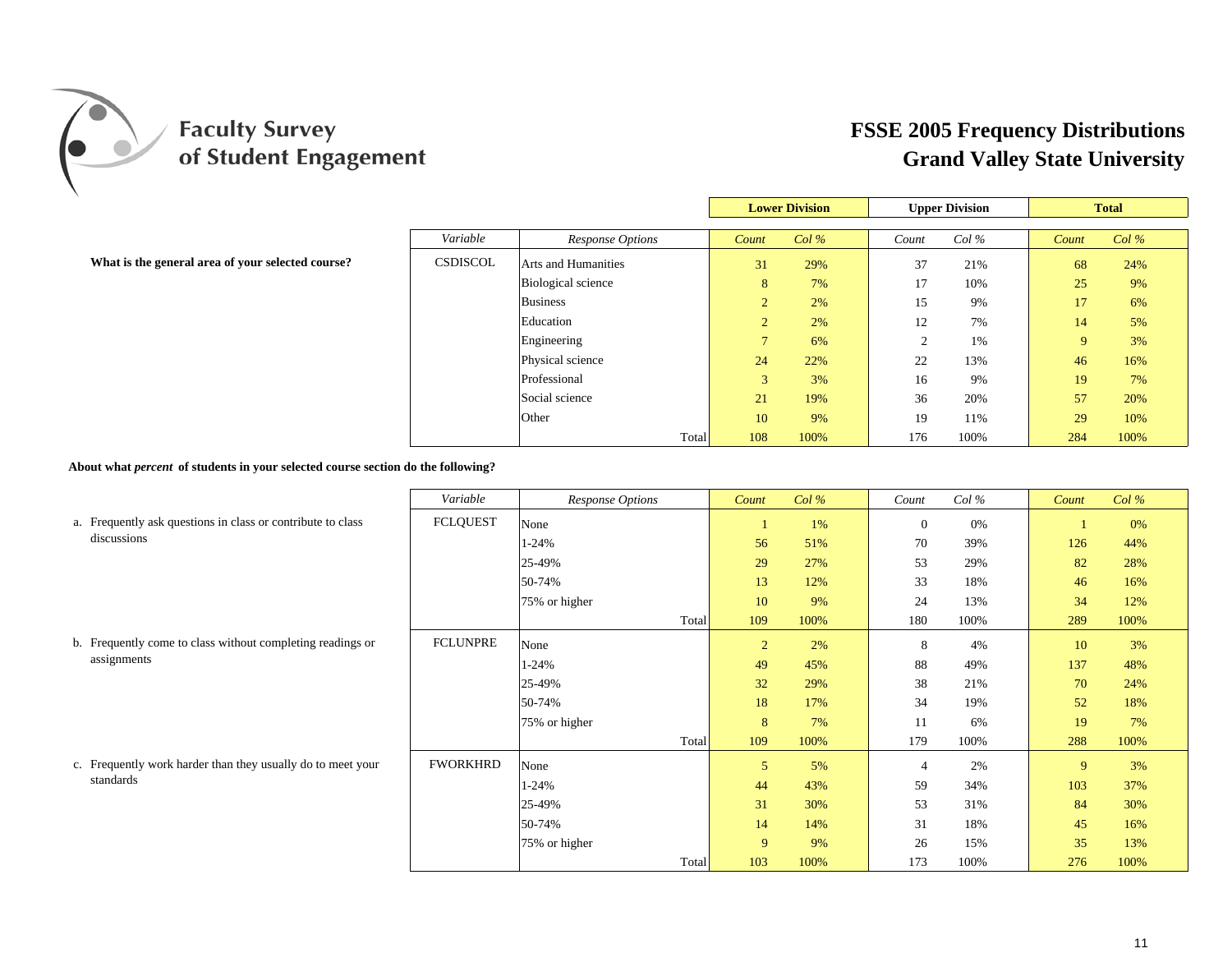# Faculty Survey of Student Engagement

## FSSE 2005 Frequency Distributions
## Grand Valley State University

| | Variable | Response Options | Lower Division Count | Lower Division Col % | Upper Division Count | Upper Division Col % | Total Count | Total Col % |
|---|---|---|---|---|---|---|---|---|
| **What is the general area of your selected course?** | CSDISCOL | Arts and Humanities | 31 | 29% | 37 | 21% | 68 | 24% |
| | | Biological science | 8 | 7% | 17 | 10% | 25 | 9% |
| | | Business | 2 | 2% | 15 | 9% | 17 | 6% |
| | | Education | 2 | 2% | 12 | 7% | 14 | 5% |
| | | Engineering | 7 | 6% | 2 | 1% | 9 | 3% |
| | | Physical science | 24 | 22% | 22 | 13% | 46 | 16% |
| | | Professional | 3 | 3% | 16 | 9% | 19 | 7% |
| | | Social science | 21 | 19% | 36 | 20% | 57 | 20% |
| | | Other | 10 | 9% | 19 | 11% | 29 | 10% |
| | | Total | 108 | 100% | 176 | 100% | 284 | 100% |

**About what *percent* of students in your selected course section do the following?**

| | Variable | Response Options | Lower Division Count | Lower Division Col % | Upper Division Count | Upper Division Col % | Total Count | Total Col % |
|---|---|---|---|---|---|---|---|---|
| a. Frequently ask questions in class or contribute to class discussions | FCLQUEST | None | 1 | 1% | 0 | 0% | 1 | 0% |
| | | 1-24% | 56 | 51% | 70 | 39% | 126 | 44% |
| | | 25-49% | 29 | 27% | 53 | 29% | 82 | 28% |
| | | 50-74% | 13 | 12% | 33 | 18% | 46 | 16% |
| | | 75% or higher | 10 | 9% | 24 | 13% | 34 | 12% |
| | | Total | 109 | 100% | 180 | 100% | 289 | 100% |
| b. Frequently come to class without completing readings or assignments | FCLUNPRE | None | 2 | 2% | 8 | 4% | 10 | 3% |
| | | 1-24% | 49 | 45% | 88 | 49% | 137 | 48% |
| | | 25-49% | 32 | 29% | 38 | 21% | 70 | 24% |
| | | 50-74% | 18 | 17% | 34 | 19% | 52 | 18% |
| | | 75% or higher | 8 | 7% | 11 | 6% | 19 | 7% |
| | | Total | 109 | 100% | 179 | 100% | 288 | 100% |
| c. Frequently work harder than they usually do to meet your standards | FWORKHRD | None | 5 | 5% | 4 | 2% | 9 | 3% |
| | | 1-24% | 44 | 43% | 59 | 34% | 103 | 37% |
| | | 25-49% | 31 | 30% | 53 | 31% | 84 | 30% |
| | | 50-74% | 14 | 14% | 31 | 18% | 45 | 16% |
| | | 75% or higher | 9 | 9% | 26 | 15% | 35 | 13% |
| | | Total | 103 | 100% | 173 | 100% | 276 | 100% |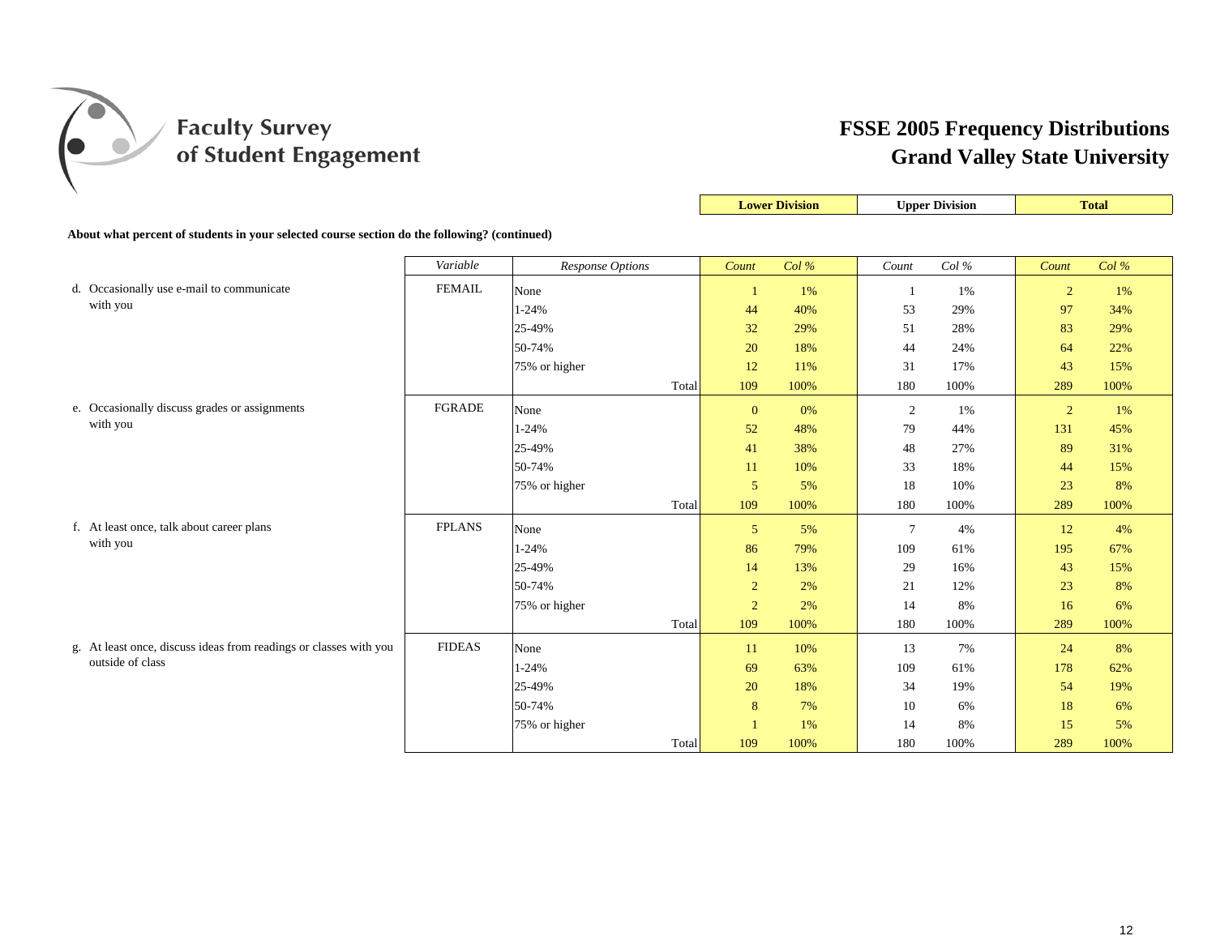Faculty Survey of Student Engagement

# FSSE 2005 Frequency Distributions
## Grand Valley State University

**About what percent of students in your selected course section do the following? (continued)**

| | Variable | Response Options | Lower Division Count | Lower Division Col % | Upper Division Count | Upper Division Col % | Total Count | Total Col % |
|---|---|---|---|---|---|---|---|---|
| d. Occasionally use e-mail to communicate with you | FEMAIL | None | 1 | 1% | 1 | 1% | 2 | 1% |
| | | 1-24% | 44 | 40% | 53 | 29% | 97 | 34% |
| | | 25-49% | 32 | 29% | 51 | 28% | 83 | 29% |
| | | 50-74% | 20 | 18% | 44 | 24% | 64 | 22% |
| | | 75% or higher | 12 | 11% | 31 | 17% | 43 | 15% |
| | | Total | 109 | 100% | 180 | 100% | 289 | 100% |
| e. Occasionally discuss grades or assignments with you | FGRADE | None | 0 | 0% | 2 | 1% | 2 | 1% |
| | | 1-24% | 52 | 48% | 79 | 44% | 131 | 45% |
| | | 25-49% | 41 | 38% | 48 | 27% | 89 | 31% |
| | | 50-74% | 11 | 10% | 33 | 18% | 44 | 15% |
| | | 75% or higher | 5 | 5% | 18 | 10% | 23 | 8% |
| | | Total | 109 | 100% | 180 | 100% | 289 | 100% |
| f. At least once, talk about career plans with you | FPLANS | None | 5 | 5% | 7 | 4% | 12 | 4% |
| | | 1-24% | 86 | 79% | 109 | 61% | 195 | 67% |
| | | 25-49% | 14 | 13% | 29 | 16% | 43 | 15% |
| | | 50-74% | 2 | 2% | 21 | 12% | 23 | 8% |
| | | 75% or higher | 2 | 2% | 14 | 8% | 16 | 6% |
| | | Total | 109 | 100% | 180 | 100% | 289 | 100% |
| g. At least once, discuss ideas from readings or classes with you outside of class | FIDEAS | None | 11 | 10% | 13 | 7% | 24 | 8% |
| | | 1-24% | 69 | 63% | 109 | 61% | 178 | 62% |
| | | 25-49% | 20 | 18% | 34 | 19% | 54 | 19% |
| | | 50-74% | 8 | 7% | 10 | 6% | 18 | 6% |
| | | 75% or higher | 1 | 1% | 14 | 8% | 15 | 5% |
| | | Total | 109 | 100% | 180 | 100% | 289 | 100% |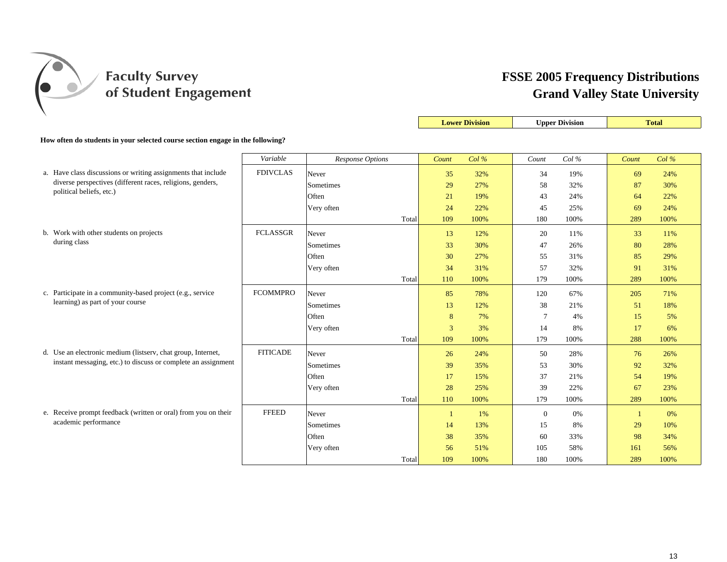# Faculty Survey of Student Engagement

## FSSE 2005 Frequency Distributions
## Grand Valley State University

**How often do students in your selected course section engage in the following?**

| | Variable | Response Options | Lower Division Count | Lower Division Col % | Upper Division Count | Upper Division Col % | Total Count | Total Col % |
|---|---|---|---|---|---|---|---|---|
| a. Have class discussions or writing assignments that include diverse perspectives (different races, religions, genders, political beliefs, etc.) | FDIVCLAS | Never | 35 | 32% | 34 | 19% | 69 | 24% |
| | | Sometimes | 29 | 27% | 58 | 32% | 87 | 30% |
| | | Often | 21 | 19% | 43 | 24% | 64 | 22% |
| | | Very often | 24 | 22% | 45 | 25% | 69 | 24% |
| | | Total | 109 | 100% | 180 | 100% | 289 | 100% |
| b. Work with other students on projects during class | FCLASSGR | Never | 13 | 12% | 20 | 11% | 33 | 11% |
| | | Sometimes | 33 | 30% | 47 | 26% | 80 | 28% |
| | | Often | 30 | 27% | 55 | 31% | 85 | 29% |
| | | Very often | 34 | 31% | 57 | 32% | 91 | 31% |
| | | Total | 110 | 100% | 179 | 100% | 289 | 100% |
| c. Participate in a community-based project (e.g., service learning) as part of your course | FCOMMPRO | Never | 85 | 78% | 120 | 67% | 205 | 71% |
| | | Sometimes | 13 | 12% | 38 | 21% | 51 | 18% |
| | | Often | 8 | 7% | 7 | 4% | 15 | 5% |
| | | Very often | 3 | 3% | 14 | 8% | 17 | 6% |
| | | Total | 109 | 100% | 179 | 100% | 288 | 100% |
| d. Use an electronic medium (listserv, chat group, Internet, instant messaging, etc.) to discuss or complete an assignment | FITICADE | Never | 26 | 24% | 50 | 28% | 76 | 26% |
| | | Sometimes | 39 | 35% | 53 | 30% | 92 | 32% |
| | | Often | 17 | 15% | 37 | 21% | 54 | 19% |
| | | Very often | 28 | 25% | 39 | 22% | 67 | 23% |
| | | Total | 110 | 100% | 179 | 100% | 289 | 100% |
| e. Receive prompt feedback (written or oral) from you on their academic performance | FFEED | Never | 1 | 1% | 0 | 0% | 1 | 0% |
| | | Sometimes | 14 | 13% | 15 | 8% | 29 | 10% |
| | | Often | 38 | 35% | 60 | 33% | 98 | 34% |
| | | Very often | 56 | 51% | 105 | 58% | 161 | 56% |
| | | Total | 109 | 100% | 180 | 100% | 289 | 100% |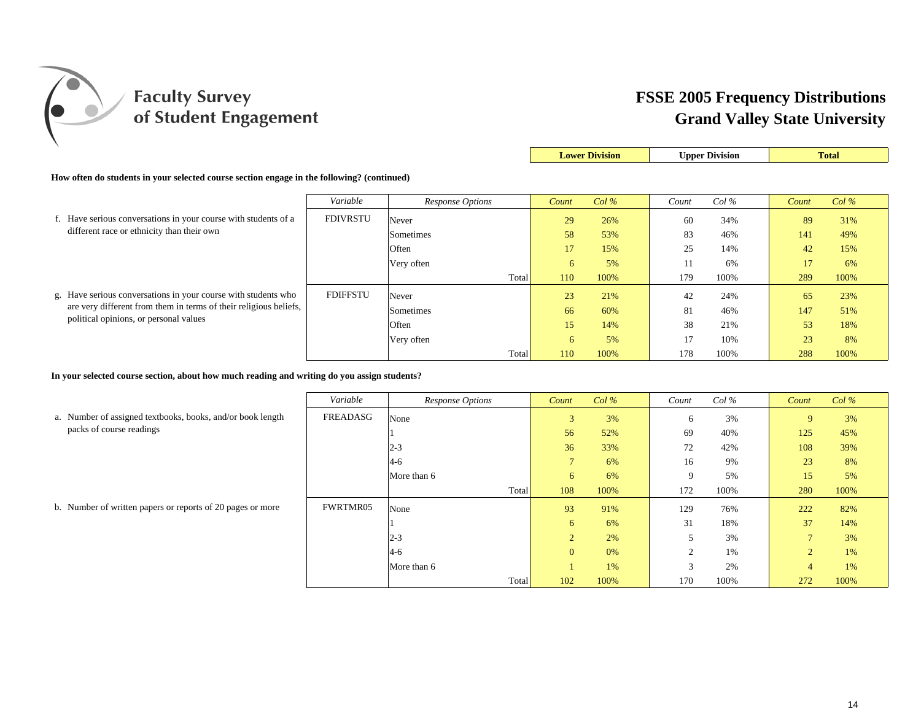# Faculty Survey of Student Engagement

## FSSE 2005 Frequency Distributions
## Grand Valley State University

**How often do students in your selected course section engage in the following? (continued)**

| | Variable | Response Options | Lower Division Count | Lower Division Col % | Upper Division Count | Upper Division Col % | Total Count | Total Col % |
|---|---|---|---|---|---|---|---|---|
| f. Have serious conversations in your course with students of a different race or ethnicity than their own | FDIVRSTU | Never | 29 | 26% | 60 | 34% | 89 | 31% |
| | | Sometimes | 58 | 53% | 83 | 46% | 141 | 49% |
| | | Often | 17 | 15% | 25 | 14% | 42 | 15% |
| | | Very often | 6 | 5% | 11 | 6% | 17 | 6% |
| | | Total | 110 | 100% | 179 | 100% | 289 | 100% |
| g. Have serious conversations in your course with students who are very different from them in terms of their religious beliefs, political opinions, or personal values | FDIFFSTU | Never | 23 | 21% | 42 | 24% | 65 | 23% |
| | | Sometimes | 66 | 60% | 81 | 46% | 147 | 51% |
| | | Often | 15 | 14% | 38 | 21% | 53 | 18% |
| | | Very often | 6 | 5% | 17 | 10% | 23 | 8% |
| | | Total | 110 | 100% | 178 | 100% | 288 | 100% |

**In your selected course section, about how much reading and writing do you assign students?**

| | Variable | Response Options | Lower Division Count | Lower Division Col % | Upper Division Count | Upper Division Col % | Total Count | Total Col % |
|---|---|---|---|---|---|---|---|---|
| a. Number of assigned textbooks, books, and/or book length packs of course readings | FREADASG | None | 3 | 3% | 6 | 3% | 9 | 3% |
| | | 1 | 56 | 52% | 69 | 40% | 125 | 45% |
| | | 2-3 | 36 | 33% | 72 | 42% | 108 | 39% |
| | | 4-6 | 7 | 6% | 16 | 9% | 23 | 8% |
| | | More than 6 | 6 | 6% | 9 | 5% | 15 | 5% |
| | | Total | 108 | 100% | 172 | 100% | 280 | 100% |
| b. Number of written papers or reports of 20 pages or more | FWRTMR05 | None | 93 | 91% | 129 | 76% | 222 | 82% |
| | | 1 | 6 | 6% | 31 | 18% | 37 | 14% |
| | | 2-3 | 2 | 2% | 5 | 3% | 7 | 3% |
| | | 4-6 | 0 | 0% | 2 | 1% | 2 | 1% |
| | | More than 6 | 1 | 1% | 3 | 2% | 4 | 1% |
| | | Total | 102 | 100% | 170 | 100% | 272 | 100% |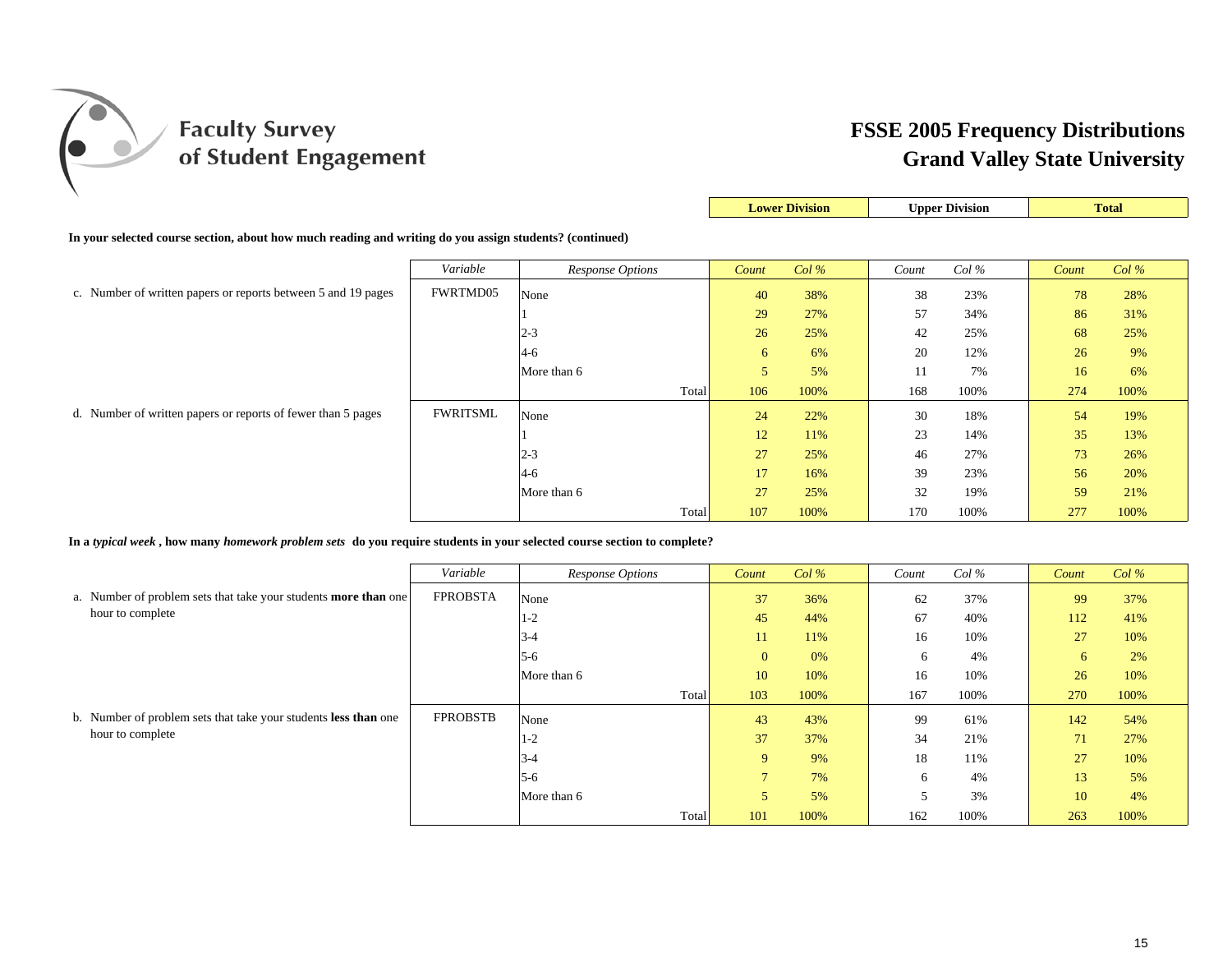# Faculty Survey of Student Engagement

# FSSE 2005 Frequency Distributions
# Grand Valley State University

**In your selected course section, about how much reading and writing do you assign students? (continued)**

| | Variable | Response Options | Lower Division Count | Lower Division Col % | Upper Division Count | Upper Division Col % | Total Count | Total Col % |
|---|---|---|---|---|---|---|---|---|
| c. Number of written papers or reports between 5 and 19 pages | FWRTMD05 | None | 40 | 38% | 38 | 23% | 78 | 28% |
| | | 1 | 29 | 27% | 57 | 34% | 86 | 31% |
| | | 2-3 | 26 | 25% | 42 | 25% | 68 | 25% |
| | | 4-6 | 6 | 6% | 20 | 12% | 26 | 9% |
| | | More than 6 | 5 | 5% | 11 | 7% | 16 | 6% |
| | | Total | 106 | 100% | 168 | 100% | 274 | 100% |
| d. Number of written papers or reports of fewer than 5 pages | FWRITSML | None | 24 | 22% | 30 | 18% | 54 | 19% |
| | | 1 | 12 | 11% | 23 | 14% | 35 | 13% |
| | | 2-3 | 27 | 25% | 46 | 27% | 73 | 26% |
| | | 4-6 | 17 | 16% | 39 | 23% | 56 | 20% |
| | | More than 6 | 27 | 25% | 32 | 19% | 59 | 21% |
| | | Total | 107 | 100% | 170 | 100% | 277 | 100% |

**In a *typical week*, how many *homework problem sets* do you require students in your selected course section to complete?**

| | Variable | Response Options | Lower Division Count | Lower Division Col % | Upper Division Count | Upper Division Col % | Total Count | Total Col % |
|---|---|---|---|---|---|---|---|---|
| a. Number of problem sets that take your students **more than** one hour to complete | FPROBSTA | None | 37 | 36% | 62 | 37% | 99 | 37% |
| | | 1-2 | 45 | 44% | 67 | 40% | 112 | 41% |
| | | 3-4 | 11 | 11% | 16 | 10% | 27 | 10% |
| | | 5-6 | 0 | 0% | 6 | 4% | 6 | 2% |
| | | More than 6 | 10 | 10% | 16 | 10% | 26 | 10% |
| | | Total | 103 | 100% | 167 | 100% | 270 | 100% |
| b. Number of problem sets that take your students **less than** one hour to complete | FPROBSTB | None | 43 | 43% | 99 | 61% | 142 | 54% |
| | | 1-2 | 37 | 37% | 34 | 21% | 71 | 27% |
| | | 3-4 | 9 | 9% | 18 | 11% | 27 | 10% |
| | | 5-6 | 7 | 7% | 6 | 4% | 13 | 5% |
| | | More than 6 | 5 | 5% | 5 | 3% | 10 | 4% |
| | | Total | 101 | 100% | 162 | 100% | 263 | 100% |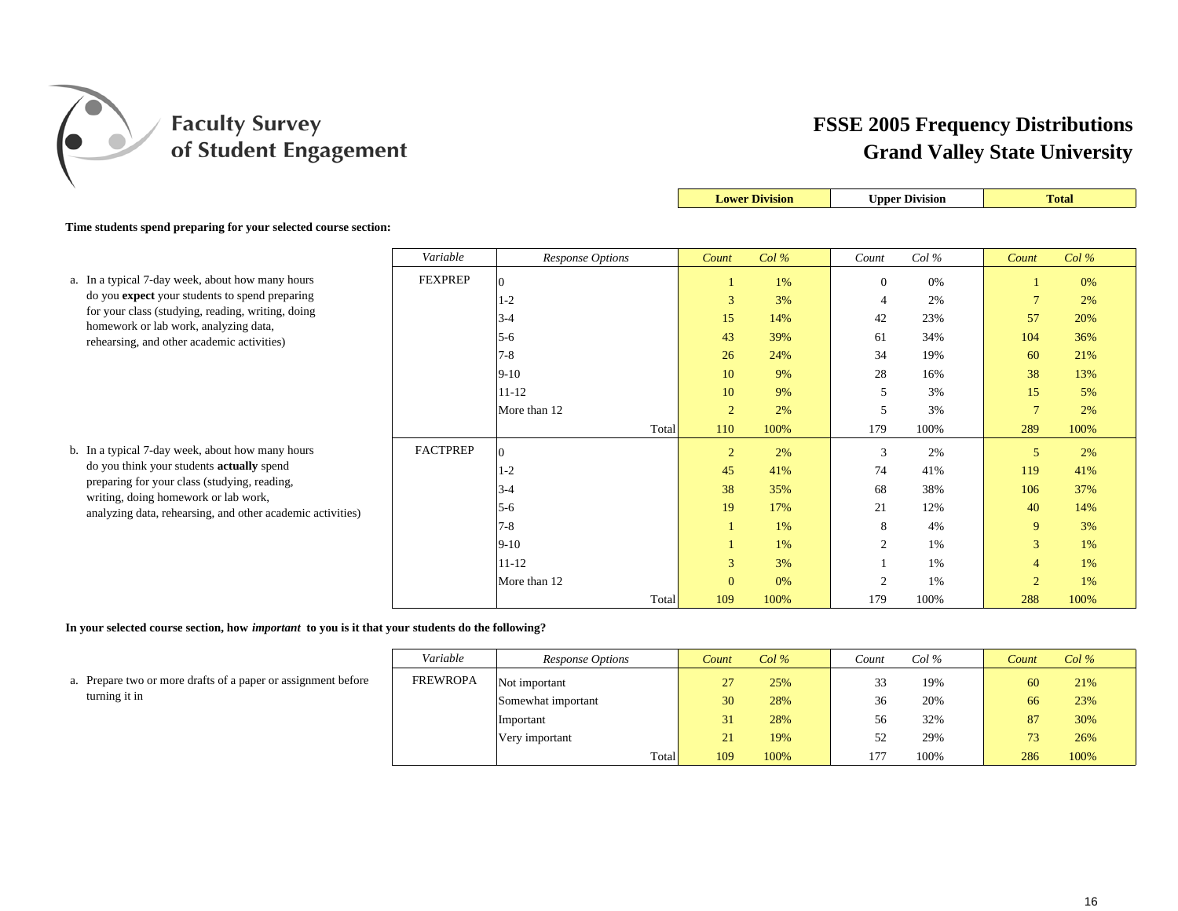# FSSE 2005 Frequency Distributions
## Grand Valley State University

**Time students spend preparing for your selected course section:**

| Question | Variable | Response Options | Lower Division Count | Lower Division Col % | Upper Division Count | Upper Division Col % | Total Count | Total Col % |
|---|---|---|---|---|---|---|---|---|
| a. In a typical 7-day week, about how many hours do you **expect** your students to spend preparing for your class (studying, reading, writing, doing homework or lab work, analyzing data, rehearsing, and other academic activities) | FEXPREP | 0 | 1 | 1% | 0 | 0% | 1 | 0% |
| | | 1-2 | 3 | 3% | 4 | 2% | 7 | 2% |
| | | 3-4 | 15 | 14% | 42 | 23% | 57 | 20% |
| | | 5-6 | 43 | 39% | 61 | 34% | 104 | 36% |
| | | 7-8 | 26 | 24% | 34 | 19% | 60 | 21% |
| | | 9-10 | 10 | 9% | 28 | 16% | 38 | 13% |
| | | 11-12 | 10 | 9% | 5 | 3% | 15 | 5% |
| | | More than 12 | 2 | 2% | 5 | 3% | 7 | 2% |
| | | Total | 110 | 100% | 179 | 100% | 289 | 100% |
| b. In a typical 7-day week, about how many hours do you think your students **actually** spend preparing for your class (studying, reading, writing, doing homework or lab work, analyzing data, rehearsing, and other academic activities) | FACTPREP | 0 | 2 | 2% | 3 | 2% | 5 | 2% |
| | | 1-2 | 45 | 41% | 74 | 41% | 119 | 41% |
| | | 3-4 | 38 | 35% | 68 | 38% | 106 | 37% |
| | | 5-6 | 19 | 17% | 21 | 12% | 40 | 14% |
| | | 7-8 | 1 | 1% | 8 | 4% | 9 | 3% |
| | | 9-10 | 1 | 1% | 2 | 1% | 3 | 1% |
| | | 11-12 | 3 | 3% | 1 | 1% | 4 | 1% |
| | | More than 12 | 0 | 0% | 2 | 1% | 2 | 1% |
| | | Total | 109 | 100% | 179 | 100% | 288 | 100% |

**In your selected course section, how *important* to you is it that your students do the following?**

| Question | Variable | Response Options | Lower Division Count | Lower Division Col % | Upper Division Count | Upper Division Col % | Total Count | Total Col % |
|---|---|---|---|---|---|---|---|---|
| a. Prepare two or more drafts of a paper or assignment before turning it in | FREWROPA | Not important | 27 | 25% | 33 | 19% | 60 | 21% |
| | | Somewhat important | 30 | 28% | 36 | 20% | 66 | 23% |
| | | Important | 31 | 28% | 56 | 32% | 87 | 30% |
| | | Very important | 21 | 19% | 52 | 29% | 73 | 26% |
| | | Total | 109 | 100% | 177 | 100% | 286 | 100% |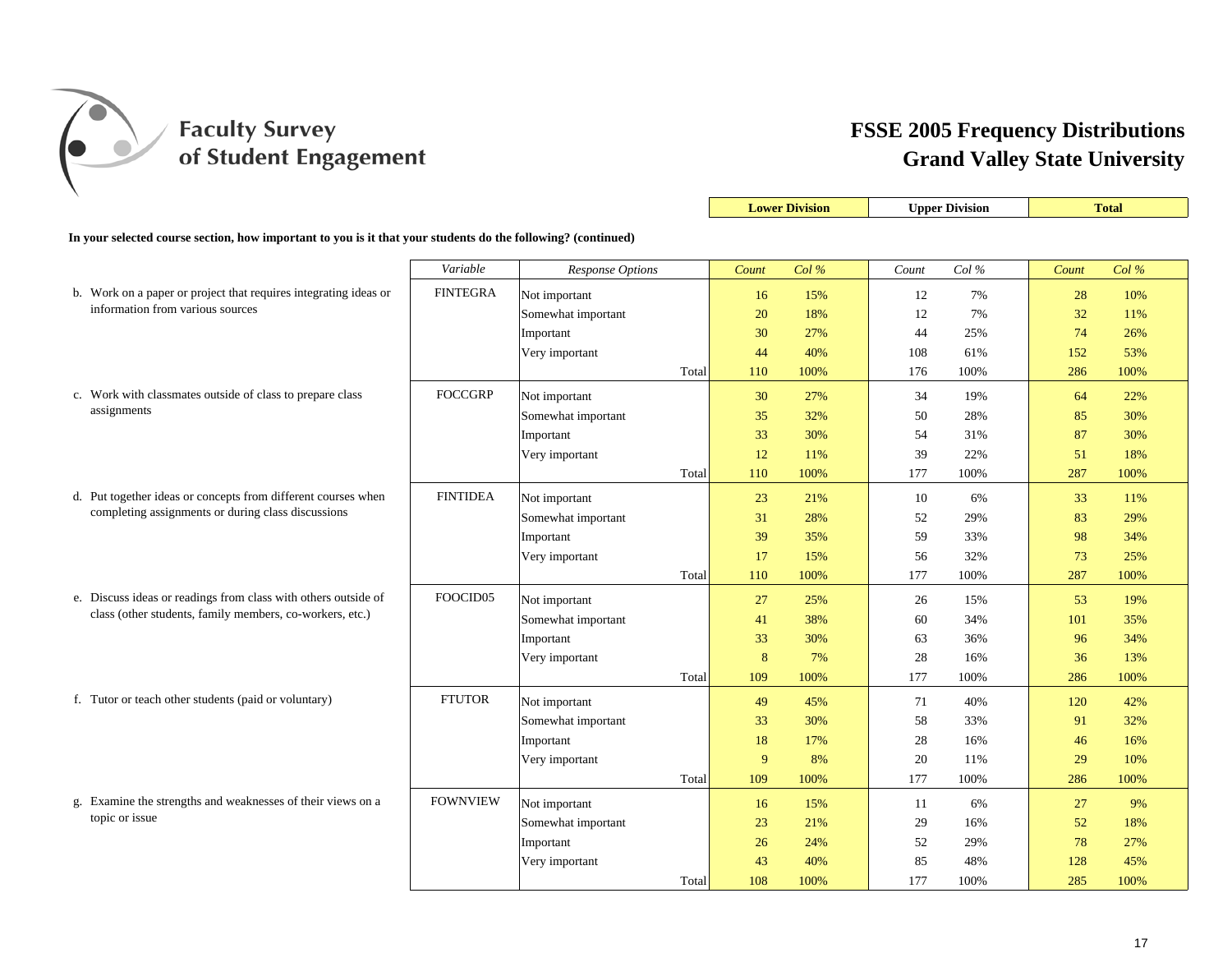# FSSE 2005 Frequency Distributions
# Grand Valley State University

**In your selected course section, how important to you is it that your students do the following? (continued)**

| | Variable | Response Options | Lower Division Count | Lower Division Col % | Upper Division Count | Upper Division Col % | Total Count | Total Col % |
|---|---|---|---|---|---|---|---|---|
| b. Work on a paper or project that requires integrating ideas or information from various sources | FINTEGRA | Not important | 16 | 15% | 12 | 7% | 28 | 10% |
| | | Somewhat important | 20 | 18% | 12 | 7% | 32 | 11% |
| | | Important | 30 | 27% | 44 | 25% | 74 | 26% |
| | | Very important | 44 | 40% | 108 | 61% | 152 | 53% |
| | | Total | 110 | 100% | 176 | 100% | 286 | 100% |
| c. Work with classmates outside of class to prepare class assignments | FOCCGRP | Not important | 30 | 27% | 34 | 19% | 64 | 22% |
| | | Somewhat important | 35 | 32% | 50 | 28% | 85 | 30% |
| | | Important | 33 | 30% | 54 | 31% | 87 | 30% |
| | | Very important | 12 | 11% | 39 | 22% | 51 | 18% |
| | | Total | 110 | 100% | 177 | 100% | 287 | 100% |
| d. Put together ideas or concepts from different courses when completing assignments or during class discussions | FINTIDEA | Not important | 23 | 21% | 10 | 6% | 33 | 11% |
| | | Somewhat important | 31 | 28% | 52 | 29% | 83 | 29% |
| | | Important | 39 | 35% | 59 | 33% | 98 | 34% |
| | | Very important | 17 | 15% | 56 | 32% | 73 | 25% |
| | | Total | 110 | 100% | 177 | 100% | 287 | 100% |
| e. Discuss ideas or readings from class with others outside of class (other students, family members, co-workers, etc.) | FOOCID05 | Not important | 27 | 25% | 26 | 15% | 53 | 19% |
| | | Somewhat important | 41 | 38% | 60 | 34% | 101 | 35% |
| | | Important | 33 | 30% | 63 | 36% | 96 | 34% |
| | | Very important | 8 | 7% | 28 | 16% | 36 | 13% |
| | | Total | 109 | 100% | 177 | 100% | 286 | 100% |
| f. Tutor or teach other students (paid or voluntary) | FTUTOR | Not important | 49 | 45% | 71 | 40% | 120 | 42% |
| | | Somewhat important | 33 | 30% | 58 | 33% | 91 | 32% |
| | | Important | 18 | 17% | 28 | 16% | 46 | 16% |
| | | Very important | 9 | 8% | 20 | 11% | 29 | 10% |
| | | Total | 109 | 100% | 177 | 100% | 286 | 100% |
| g. Examine the strengths and weaknesses of their views on a topic or issue | FOWNVIEW | Not important | 16 | 15% | 11 | 6% | 27 | 9% |
| | | Somewhat important | 23 | 21% | 29 | 16% | 52 | 18% |
| | | Important | 26 | 24% | 52 | 29% | 78 | 27% |
| | | Very important | 43 | 40% | 85 | 48% | 128 | 45% |
| | | Total | 108 | 100% | 177 | 100% | 285 | 100% |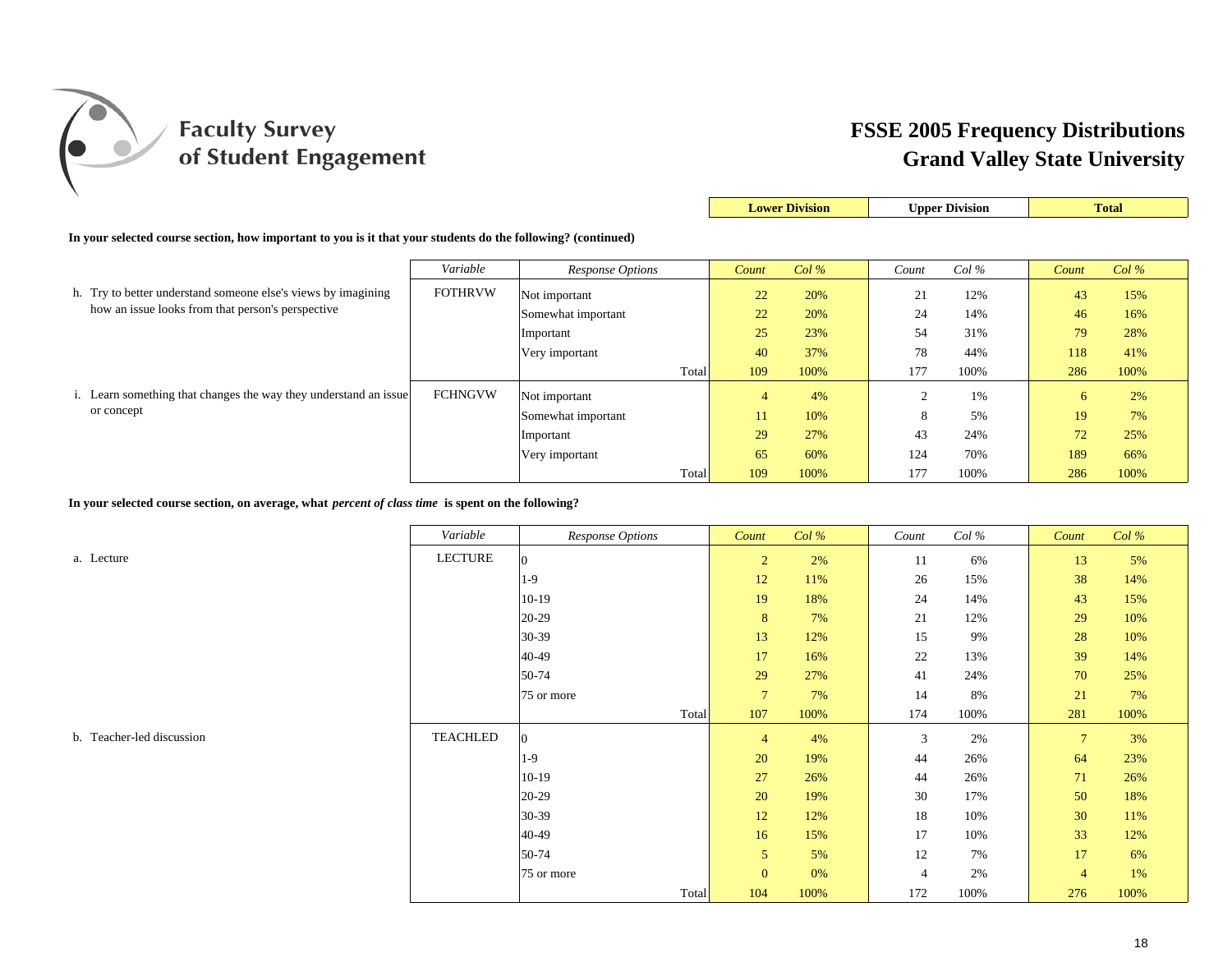# FSSE 2005 Frequency Distributions
## Grand Valley State University

**In your selected course section, how important to you is it that your students do the following? (continued)**

| Item | Variable | Response Options | Lower Division Count | Lower Division Col % | Upper Division Count | Upper Division Col % | Total Count | Total Col % |
|---|---|---|---|---|---|---|---|---|
| h. Try to better understand someone else's views by imagining how an issue looks from that person's perspective | FOTHRVW | Not important | 22 | 20% | 21 | 12% | 43 | 15% |
| | | Somewhat important | 22 | 20% | 24 | 14% | 46 | 16% |
| | | Important | 25 | 23% | 54 | 31% | 79 | 28% |
| | | Very important | 40 | 37% | 78 | 44% | 118 | 41% |
| | | Total | 109 | 100% | 177 | 100% | 286 | 100% |
| i. Learn something that changes the way they understand an issue or concept | FCHNGVW | Not important | 4 | 4% | 2 | 1% | 6 | 2% |
| | | Somewhat important | 11 | 10% | 8 | 5% | 19 | 7% |
| | | Important | 29 | 27% | 43 | 24% | 72 | 25% |
| | | Very important | 65 | 60% | 124 | 70% | 189 | 66% |
| | | Total | 109 | 100% | 177 | 100% | 286 | 100% |

**In your selected course section, on average, what *percent of class time* is spent on the following?**

| Item | Variable | Response Options | Lower Division Count | Lower Division Col % | Upper Division Count | Upper Division Col % | Total Count | Total Col % |
|---|---|---|---|---|---|---|---|---|
| a. Lecture | LECTURE | 0 | 2 | 2% | 11 | 6% | 13 | 5% |
| | | 1-9 | 12 | 11% | 26 | 15% | 38 | 14% |
| | | 10-19 | 19 | 18% | 24 | 14% | 43 | 15% |
| | | 20-29 | 8 | 7% | 21 | 12% | 29 | 10% |
| | | 30-39 | 13 | 12% | 15 | 9% | 28 | 10% |
| | | 40-49 | 17 | 16% | 22 | 13% | 39 | 14% |
| | | 50-74 | 29 | 27% | 41 | 24% | 70 | 25% |
| | | 75 or more | 7 | 7% | 14 | 8% | 21 | 7% |
| | | Total | 107 | 100% | 174 | 100% | 281 | 100% |
| b. Teacher-led discussion | TEACHLED | 0 | 4 | 4% | 3 | 2% | 7 | 3% |
| | | 1-9 | 20 | 19% | 44 | 26% | 64 | 23% |
| | | 10-19 | 27 | 26% | 44 | 26% | 71 | 26% |
| | | 20-29 | 20 | 19% | 30 | 17% | 50 | 18% |
| | | 30-39 | 12 | 12% | 18 | 10% | 30 | 11% |
| | | 40-49 | 16 | 15% | 17 | 10% | 33 | 12% |
| | | 50-74 | 5 | 5% | 12 | 7% | 17 | 6% |
| | | 75 or more | 0 | 0% | 4 | 2% | 4 | 1% |
| | | Total | 104 | 100% | 172 | 100% | 276 | 100% |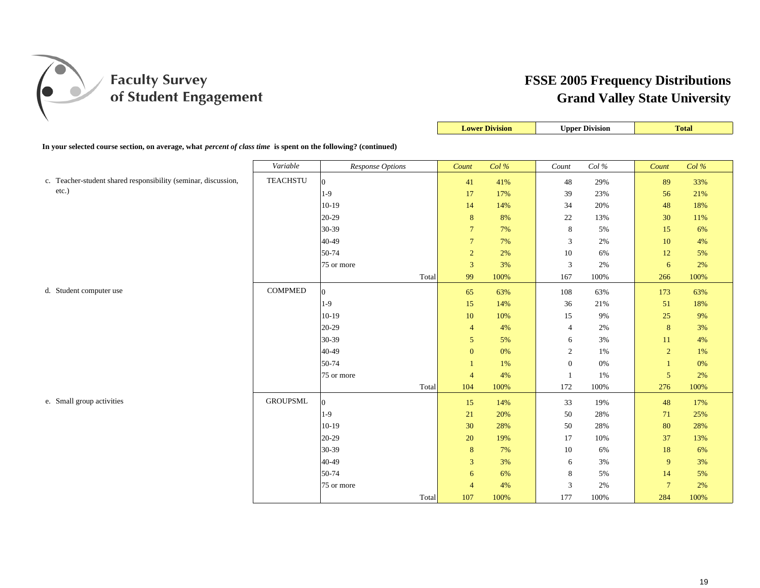# FSSE 2005 Frequency Distributions
## Grand Valley State University

**In your selected course section, on average, what *percent of class time* is spent on the following? (continued)**

| | Variable | Response Options | Lower Division Count | Lower Division Col % | Upper Division Count | Upper Division Col % | Total Count | Total Col % |
|---|---|---|---|---|---|---|---|---|
| c. Teacher-student shared responsibility (seminar, discussion, etc.) | TEACHSTU | 0 | 41 | 41% | 48 | 29% | 89 | 33% |
| | | 1-9 | 17 | 17% | 39 | 23% | 56 | 21% |
| | | 10-19 | 14 | 14% | 34 | 20% | 48 | 18% |
| | | 20-29 | 8 | 8% | 22 | 13% | 30 | 11% |
| | | 30-39 | 7 | 7% | 8 | 5% | 15 | 6% |
| | | 40-49 | 7 | 7% | 3 | 2% | 10 | 4% |
| | | 50-74 | 2 | 2% | 10 | 6% | 12 | 5% |
| | | 75 or more | 3 | 3% | 3 | 2% | 6 | 2% |
| | | Total | 99 | 100% | 167 | 100% | 266 | 100% |
| d. Student computer use | COMPMED | 0 | 65 | 63% | 108 | 63% | 173 | 63% |
| | | 1-9 | 15 | 14% | 36 | 21% | 51 | 18% |
| | | 10-19 | 10 | 10% | 15 | 9% | 25 | 9% |
| | | 20-29 | 4 | 4% | 4 | 2% | 8 | 3% |
| | | 30-39 | 5 | 5% | 6 | 3% | 11 | 4% |
| | | 40-49 | 0 | 0% | 2 | 1% | 2 | 1% |
| | | 50-74 | 1 | 1% | 0 | 0% | 1 | 0% |
| | | 75 or more | 4 | 4% | 1 | 1% | 5 | 2% |
| | | Total | 104 | 100% | 172 | 100% | 276 | 100% |
| e. Small group activities | GROUPSML | 0 | 15 | 14% | 33 | 19% | 48 | 17% |
| | | 1-9 | 21 | 20% | 50 | 28% | 71 | 25% |
| | | 10-19 | 30 | 28% | 50 | 28% | 80 | 28% |
| | | 20-29 | 20 | 19% | 17 | 10% | 37 | 13% |
| | | 30-39 | 8 | 7% | 10 | 6% | 18 | 6% |
| | | 40-49 | 3 | 3% | 6 | 3% | 9 | 3% |
| | | 50-74 | 6 | 6% | 8 | 5% | 14 | 5% |
| | | 75 or more | 4 | 4% | 3 | 2% | 7 | 2% |
| | | Total | 107 | 100% | 177 | 100% | 284 | 100% |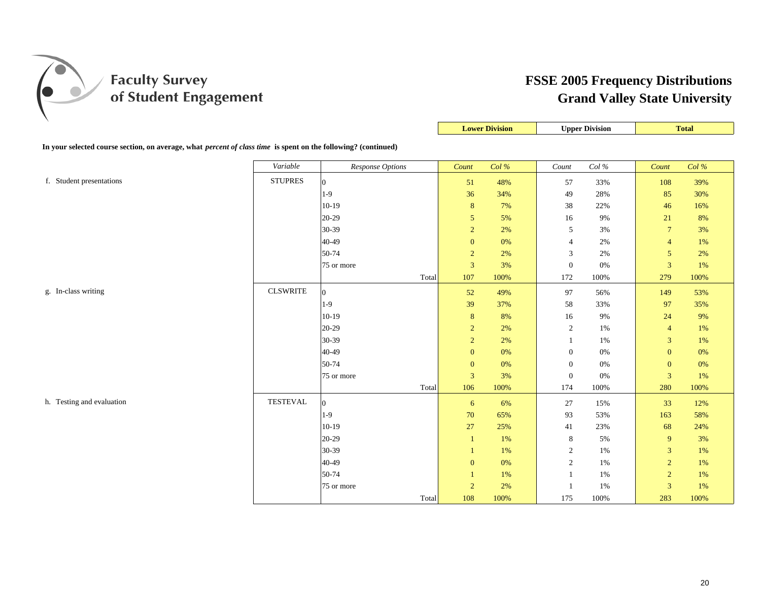# Faculty Survey of Student Engagement

## FSSE 2005 Frequency Distributions
## Grand Valley State University

**In your selected course section, on average, what *percent of class time* is spent on the following? (continued)**

| | *Variable* | *Response Options* | Lower Division *Count* | Lower Division *Col %* | Upper Division *Count* | Upper Division *Col %* | Total *Count* | Total *Col %* |
|---|---|---|---|---|---|---|---|---|
| f. Student presentations | STUPRES | 0 | 51 | 48% | 57 | 33% | 108 | 39% |
| | | 1-9 | 36 | 34% | 49 | 28% | 85 | 30% |
| | | 10-19 | 8 | 7% | 38 | 22% | 46 | 16% |
| | | 20-29 | 5 | 5% | 16 | 9% | 21 | 8% |
| | | 30-39 | 2 | 2% | 5 | 3% | 7 | 3% |
| | | 40-49 | 0 | 0% | 4 | 2% | 4 | 1% |
| | | 50-74 | 2 | 2% | 3 | 2% | 5 | 2% |
| | | 75 or more | 3 | 3% | 0 | 0% | 3 | 1% |
| | | Total | 107 | 100% | 172 | 100% | 279 | 100% |
| g. In-class writing | CLSWRITE | 0 | 52 | 49% | 97 | 56% | 149 | 53% |
| | | 1-9 | 39 | 37% | 58 | 33% | 97 | 35% |
| | | 10-19 | 8 | 8% | 16 | 9% | 24 | 9% |
| | | 20-29 | 2 | 2% | 2 | 1% | 4 | 1% |
| | | 30-39 | 2 | 2% | 1 | 1% | 3 | 1% |
| | | 40-49 | 0 | 0% | 0 | 0% | 0 | 0% |
| | | 50-74 | 0 | 0% | 0 | 0% | 0 | 0% |
| | | 75 or more | 3 | 3% | 0 | 0% | 3 | 1% |
| | | Total | 106 | 100% | 174 | 100% | 280 | 100% |
| h. Testing and evaluation | TESTEVAL | 0 | 6 | 6% | 27 | 15% | 33 | 12% |
| | | 1-9 | 70 | 65% | 93 | 53% | 163 | 58% |
| | | 10-19 | 27 | 25% | 41 | 23% | 68 | 24% |
| | | 20-29 | 1 | 1% | 8 | 5% | 9 | 3% |
| | | 30-39 | 1 | 1% | 2 | 1% | 3 | 1% |
| | | 40-49 | 0 | 0% | 2 | 1% | 2 | 1% |
| | | 50-74 | 1 | 1% | 1 | 1% | 2 | 1% |
| | | 75 or more | 2 | 2% | 1 | 1% | 3 | 1% |
| | | Total | 108 | 100% | 175 | 100% | 283 | 100% |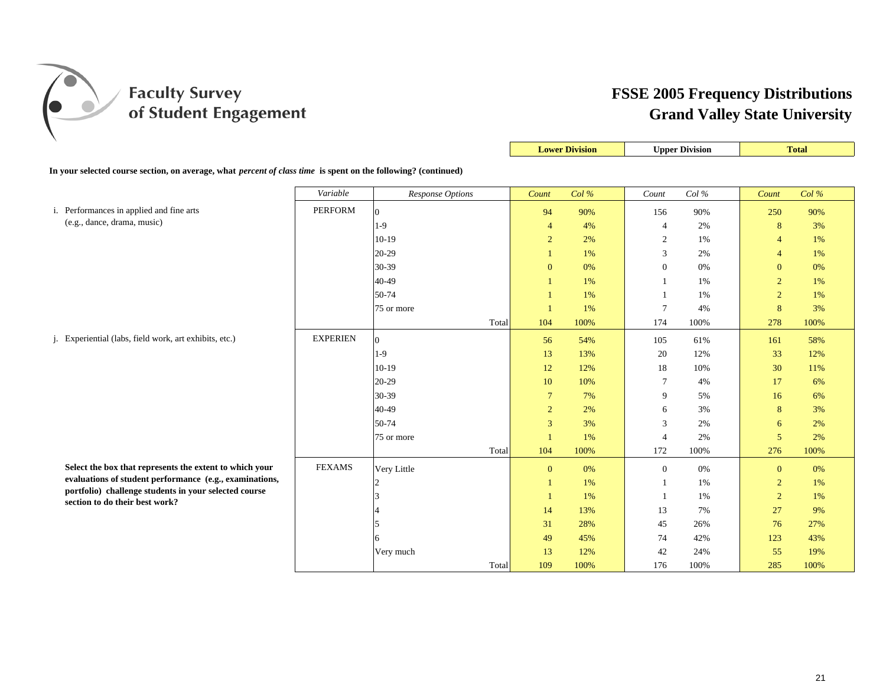# FSSE 2005 Frequency Distributions
## Grand Valley State University

**In your selected course section, on average, what *percent of class time* is spent on the following? (continued)**

| | Variable | Response Options | Lower Division Count | Lower Division Col % | Upper Division Count | Upper Division Col % | Total Count | Total Col % |
|---|---|---|---|---|---|---|---|---|
| i. Performances in applied and fine arts (e.g., dance, drama, music) | PERFORM | 0 | 94 | 90% | 156 | 90% | 250 | 90% |
| | | 1-9 | 4 | 4% | 4 | 2% | 8 | 3% |
| | | 10-19 | 2 | 2% | 2 | 1% | 4 | 1% |
| | | 20-29 | 1 | 1% | 3 | 2% | 4 | 1% |
| | | 30-39 | 0 | 0% | 0 | 0% | 0 | 0% |
| | | 40-49 | 1 | 1% | 1 | 1% | 2 | 1% |
| | | 50-74 | 1 | 1% | 1 | 1% | 2 | 1% |
| | | 75 or more | 1 | 1% | 7 | 4% | 8 | 3% |
| | | Total | 104 | 100% | 174 | 100% | 278 | 100% |
| j. Experiential (labs, field work, art exhibits, etc.) | EXPERIEN | 0 | 56 | 54% | 105 | 61% | 161 | 58% |
| | | 1-9 | 13 | 13% | 20 | 12% | 33 | 12% |
| | | 10-19 | 12 | 12% | 18 | 10% | 30 | 11% |
| | | 20-29 | 10 | 10% | 7 | 4% | 17 | 6% |
| | | 30-39 | 7 | 7% | 9 | 5% | 16 | 6% |
| | | 40-49 | 2 | 2% | 6 | 3% | 8 | 3% |
| | | 50-74 | 3 | 3% | 3 | 2% | 6 | 2% |
| | | 75 or more | 1 | 1% | 4 | 2% | 5 | 2% |
| | | Total | 104 | 100% | 172 | 100% | 276 | 100% |
| **Select the box that represents the extent to which your evaluations of student performance (e.g., examinations, portfolio) challenge students in your selected course section to do their best work?** | FEXAMS | Very Little | 0 | 0% | 0 | 0% | 0 | 0% |
| | | 2 | 1 | 1% | 1 | 1% | 2 | 1% |
| | | 3 | 1 | 1% | 1 | 1% | 2 | 1% |
| | | 4 | 14 | 13% | 13 | 7% | 27 | 9% |
| | | 5 | 31 | 28% | 45 | 26% | 76 | 27% |
| | | 6 | 49 | 45% | 74 | 42% | 123 | 43% |
| | | Very much | 13 | 12% | 42 | 24% | 55 | 19% |
| | | Total | 109 | 100% | 176 | 100% | 285 | 100% |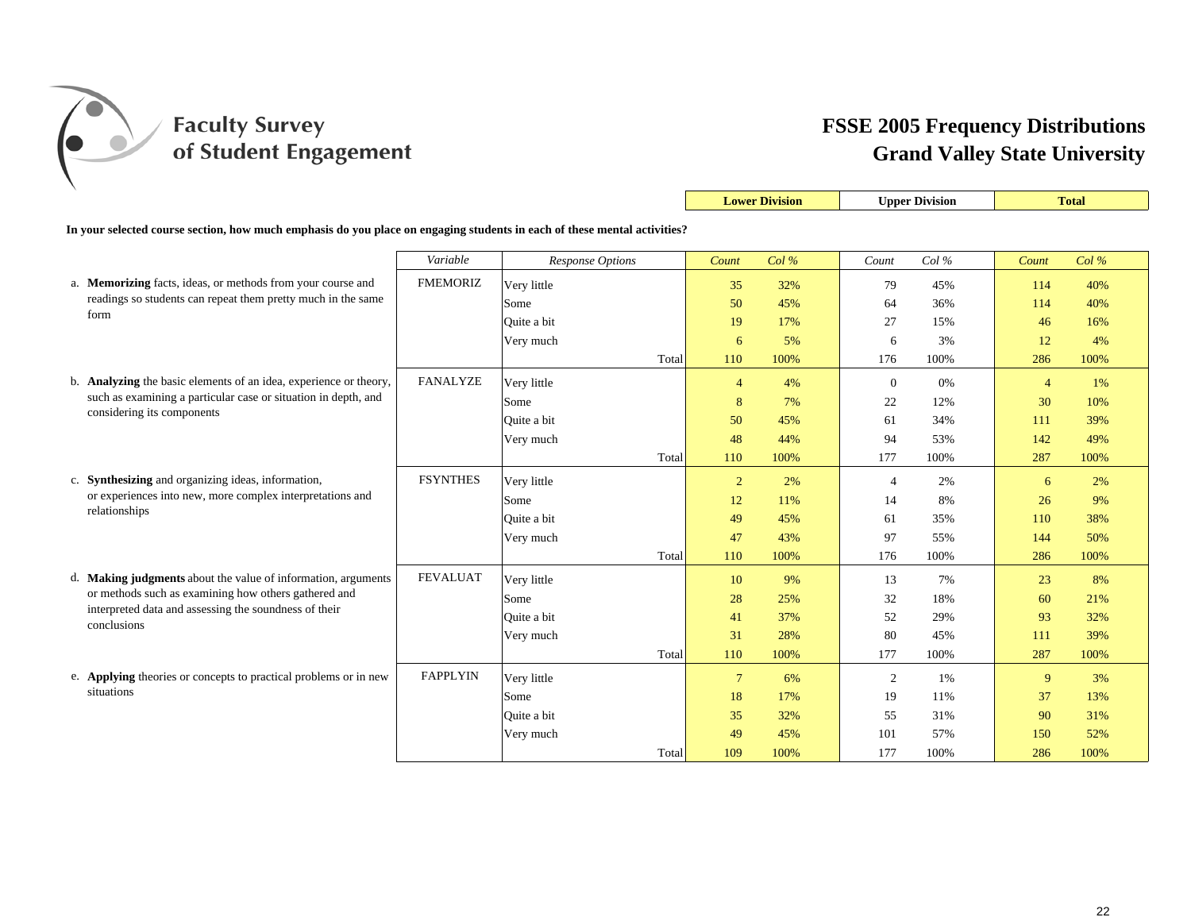# FSSE 2005 Frequency Distributions
## Grand Valley State University

**In your selected course section, how much emphasis do you place on engaging students in each of these mental activities?**

| | Variable | Response Options | Lower Division Count | Lower Division Col % | Upper Division Count | Upper Division Col % | Total Count | Total Col % |
|---|---|---|---|---|---|---|---|---|
| a. **Memorizing** facts, ideas, or methods from your course and readings so students can repeat them pretty much in the same form | FMEMORIZ | Very little | 35 | 32% | 79 | 45% | 114 | 40% |
| | | Some | 50 | 45% | 64 | 36% | 114 | 40% |
| | | Quite a bit | 19 | 17% | 27 | 15% | 46 | 16% |
| | | Very much | 6 | 5% | 6 | 3% | 12 | 4% |
| | | Total | 110 | 100% | 176 | 100% | 286 | 100% |
| b. **Analyzing** the basic elements of an idea, experience or theory, such as examining a particular case or situation in depth, and considering its components | FANALYZE | Very little | 4 | 4% | 0 | 0% | 4 | 1% |
| | | Some | 8 | 7% | 22 | 12% | 30 | 10% |
| | | Quite a bit | 50 | 45% | 61 | 34% | 111 | 39% |
| | | Very much | 48 | 44% | 94 | 53% | 142 | 49% |
| | | Total | 110 | 100% | 177 | 100% | 287 | 100% |
| c. **Synthesizing** and organizing ideas, information, or experiences into new, more complex interpretations and relationships | FSYNTHES | Very little | 2 | 2% | 4 | 2% | 6 | 2% |
| | | Some | 12 | 11% | 14 | 8% | 26 | 9% |
| | | Quite a bit | 49 | 45% | 61 | 35% | 110 | 38% |
| | | Very much | 47 | 43% | 97 | 55% | 144 | 50% |
| | | Total | 110 | 100% | 176 | 100% | 286 | 100% |
| d. **Making judgments** about the value of information, arguments or methods such as examining how others gathered and interpreted data and assessing the soundness of their conclusions | FEVALUAT | Very little | 10 | 9% | 13 | 7% | 23 | 8% |
| | | Some | 28 | 25% | 32 | 18% | 60 | 21% |
| | | Quite a bit | 41 | 37% | 52 | 29% | 93 | 32% |
| | | Very much | 31 | 28% | 80 | 45% | 111 | 39% |
| | | Total | 110 | 100% | 177 | 100% | 287 | 100% |
| e. **Applying** theories or concepts to practical problems or in new situations | FAPPLYIN | Very little | 7 | 6% | 2 | 1% | 9 | 3% |
| | | Some | 18 | 17% | 19 | 11% | 37 | 13% |
| | | Quite a bit | 35 | 32% | 55 | 31% | 90 | 31% |
| | | Very much | 49 | 45% | 101 | 57% | 150 | 52% |
| | | Total | 109 | 100% | 177 | 100% | 286 | 100% |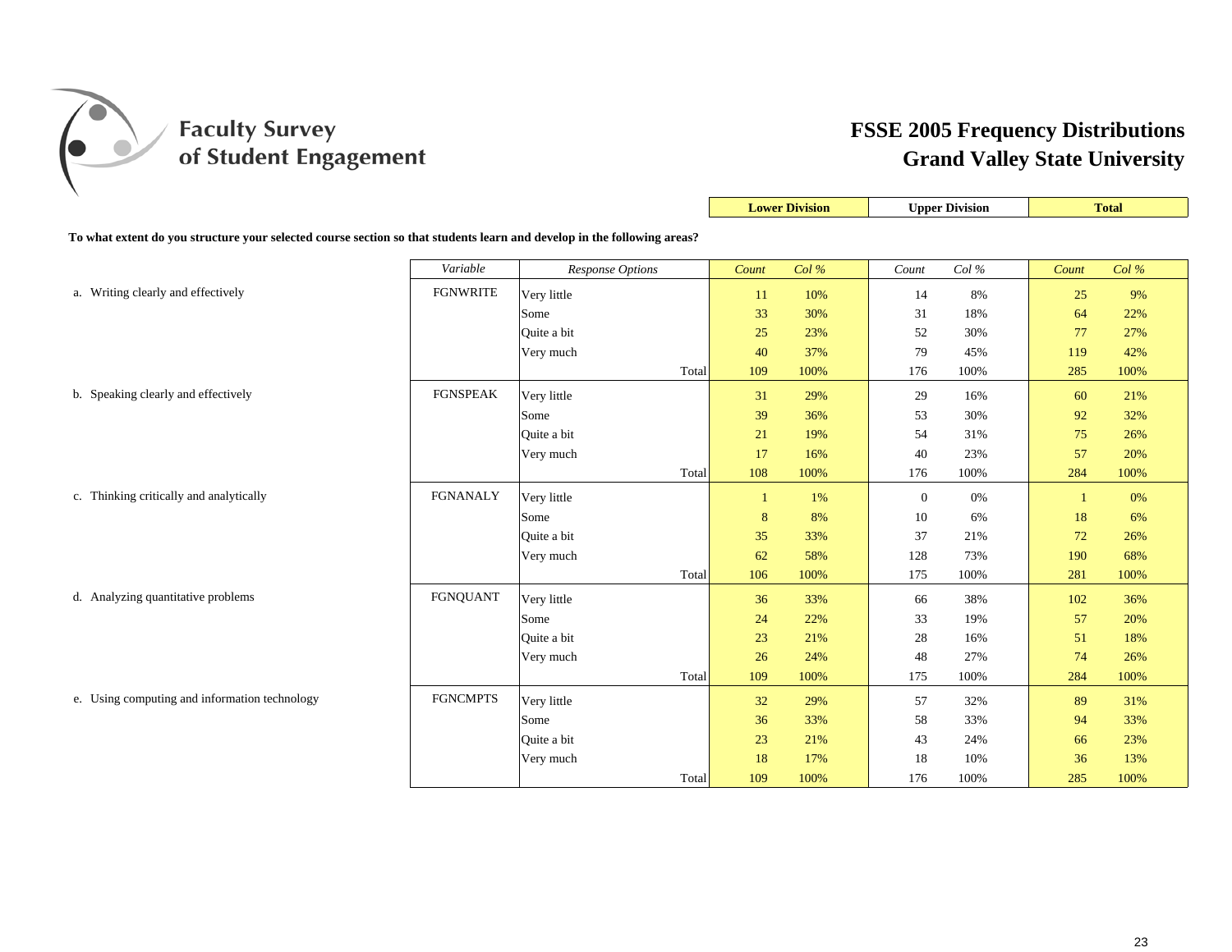# Faculty Survey of Student Engagement

## FSSE 2005 Frequency Distributions
## Grand Valley State University

**To what extent do you structure your selected course section so that students learn and develop in the following areas?**

| | Variable | Response Options | Lower Division Count | Lower Division Col % | Upper Division Count | Upper Division Col % | Total Count | Total Col % |
|---|---|---|---|---|---|---|---|---|
| a. Writing clearly and effectively | FGNWRITE | Very little | 11 | 10% | 14 | 8% | 25 | 9% |
| | | Some | 33 | 30% | 31 | 18% | 64 | 22% |
| | | Quite a bit | 25 | 23% | 52 | 30% | 77 | 27% |
| | | Very much | 40 | 37% | 79 | 45% | 119 | 42% |
| | | Total | 109 | 100% | 176 | 100% | 285 | 100% |
| b. Speaking clearly and effectively | FGNSPEAK | Very little | 31 | 29% | 29 | 16% | 60 | 21% |
| | | Some | 39 | 36% | 53 | 30% | 92 | 32% |
| | | Quite a bit | 21 | 19% | 54 | 31% | 75 | 26% |
| | | Very much | 17 | 16% | 40 | 23% | 57 | 20% |
| | | Total | 108 | 100% | 176 | 100% | 284 | 100% |
| c. Thinking critically and analytically | FGNANALY | Very little | 1 | 1% | 0 | 0% | 1 | 0% |
| | | Some | 8 | 8% | 10 | 6% | 18 | 6% |
| | | Quite a bit | 35 | 33% | 37 | 21% | 72 | 26% |
| | | Very much | 62 | 58% | 128 | 73% | 190 | 68% |
| | | Total | 106 | 100% | 175 | 100% | 281 | 100% |
| d. Analyzing quantitative problems | FGNQUANT | Very little | 36 | 33% | 66 | 38% | 102 | 36% |
| | | Some | 24 | 22% | 33 | 19% | 57 | 20% |
| | | Quite a bit | 23 | 21% | 28 | 16% | 51 | 18% |
| | | Very much | 26 | 24% | 48 | 27% | 74 | 26% |
| | | Total | 109 | 100% | 175 | 100% | 284 | 100% |
| e. Using computing and information technology | FGNCMPTS | Very little | 32 | 29% | 57 | 32% | 89 | 31% |
| | | Some | 36 | 33% | 58 | 33% | 94 | 33% |
| | | Quite a bit | 23 | 21% | 43 | 24% | 66 | 23% |
| | | Very much | 18 | 17% | 18 | 10% | 36 | 13% |
| | | Total | 109 | 100% | 176 | 100% | 285 | 100% |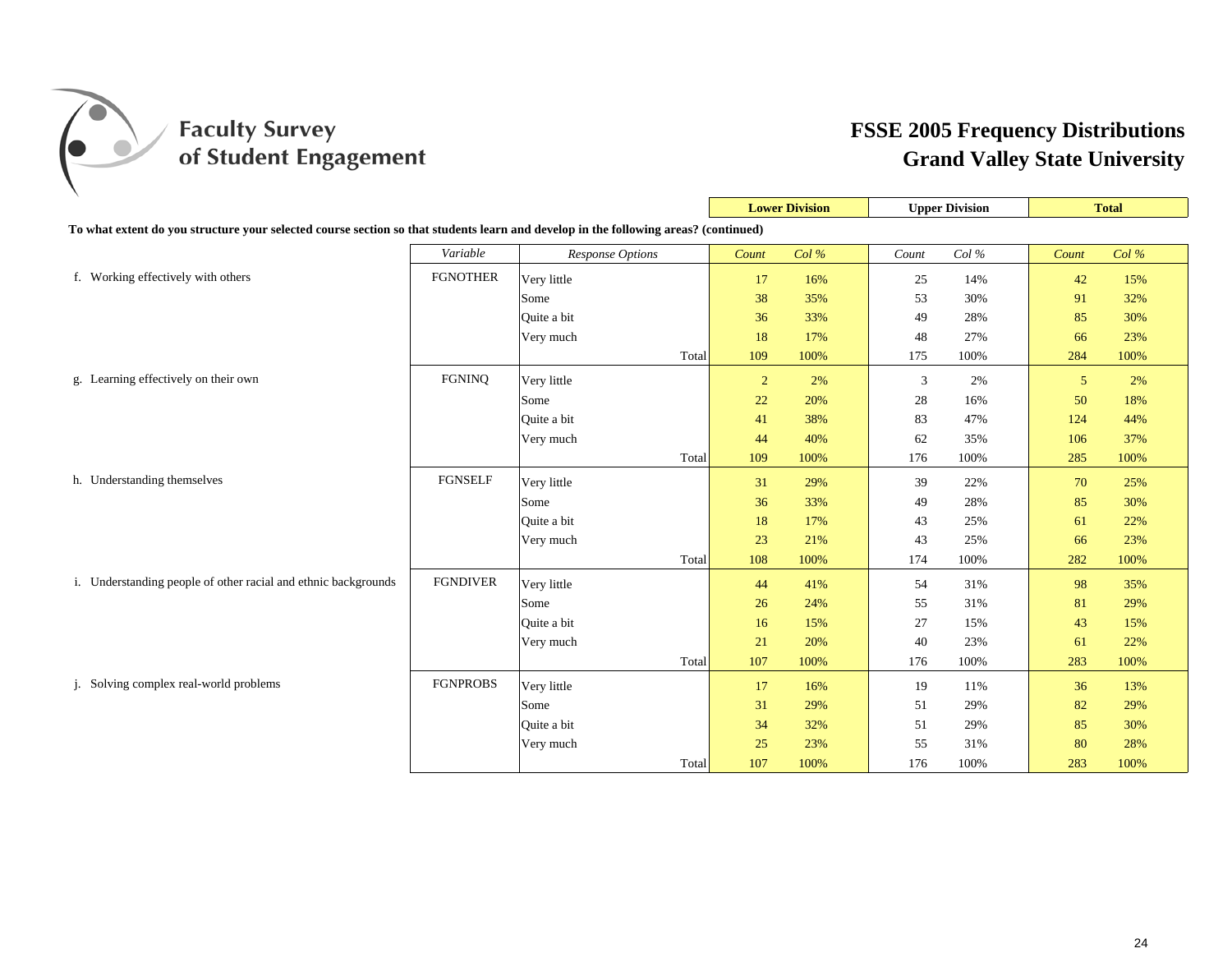# Faculty Survey of Student Engagement

## FSSE 2005 Frequency Distributions
## Grand Valley State University

**To what extent do you structure your selected course section so that students learn and develop in the following areas? (continued)**

| | Variable | Response Options | Lower Division Count | Lower Division Col % | Upper Division Count | Upper Division Col % | Total Count | Total Col % |
|---|---|---|---|---|---|---|---|---|
| f. Working effectively with others | FGNOTHER | Very little | 17 | 16% | 25 | 14% | 42 | 15% |
| | | Some | 38 | 35% | 53 | 30% | 91 | 32% |
| | | Quite a bit | 36 | 33% | 49 | 28% | 85 | 30% |
| | | Very much | 18 | 17% | 48 | 27% | 66 | 23% |
| | | Total | 109 | 100% | 175 | 100% | 284 | 100% |
| g. Learning effectively on their own | FGNINQ | Very little | 2 | 2% | 3 | 2% | 5 | 2% |
| | | Some | 22 | 20% | 28 | 16% | 50 | 18% |
| | | Quite a bit | 41 | 38% | 83 | 47% | 124 | 44% |
| | | Very much | 44 | 40% | 62 | 35% | 106 | 37% |
| | | Total | 109 | 100% | 176 | 100% | 285 | 100% |
| h. Understanding themselves | FGNSELF | Very little | 31 | 29% | 39 | 22% | 70 | 25% |
| | | Some | 36 | 33% | 49 | 28% | 85 | 30% |
| | | Quite a bit | 18 | 17% | 43 | 25% | 61 | 22% |
| | | Very much | 23 | 21% | 43 | 25% | 66 | 23% |
| | | Total | 108 | 100% | 174 | 100% | 282 | 100% |
| i. Understanding people of other racial and ethnic backgrounds | FGNDIVER | Very little | 44 | 41% | 54 | 31% | 98 | 35% |
| | | Some | 26 | 24% | 55 | 31% | 81 | 29% |
| | | Quite a bit | 16 | 15% | 27 | 15% | 43 | 15% |
| | | Very much | 21 | 20% | 40 | 23% | 61 | 22% |
| | | Total | 107 | 100% | 176 | 100% | 283 | 100% |
| j. Solving complex real-world problems | FGNPROBS | Very little | 17 | 16% | 19 | 11% | 36 | 13% |
| | | Some | 31 | 29% | 51 | 29% | 82 | 29% |
| | | Quite a bit | 34 | 32% | 51 | 29% | 85 | 30% |
| | | Very much | 25 | 23% | 55 | 31% | 80 | 28% |
| | | Total | 107 | 100% | 176 | 100% | 283 | 100% |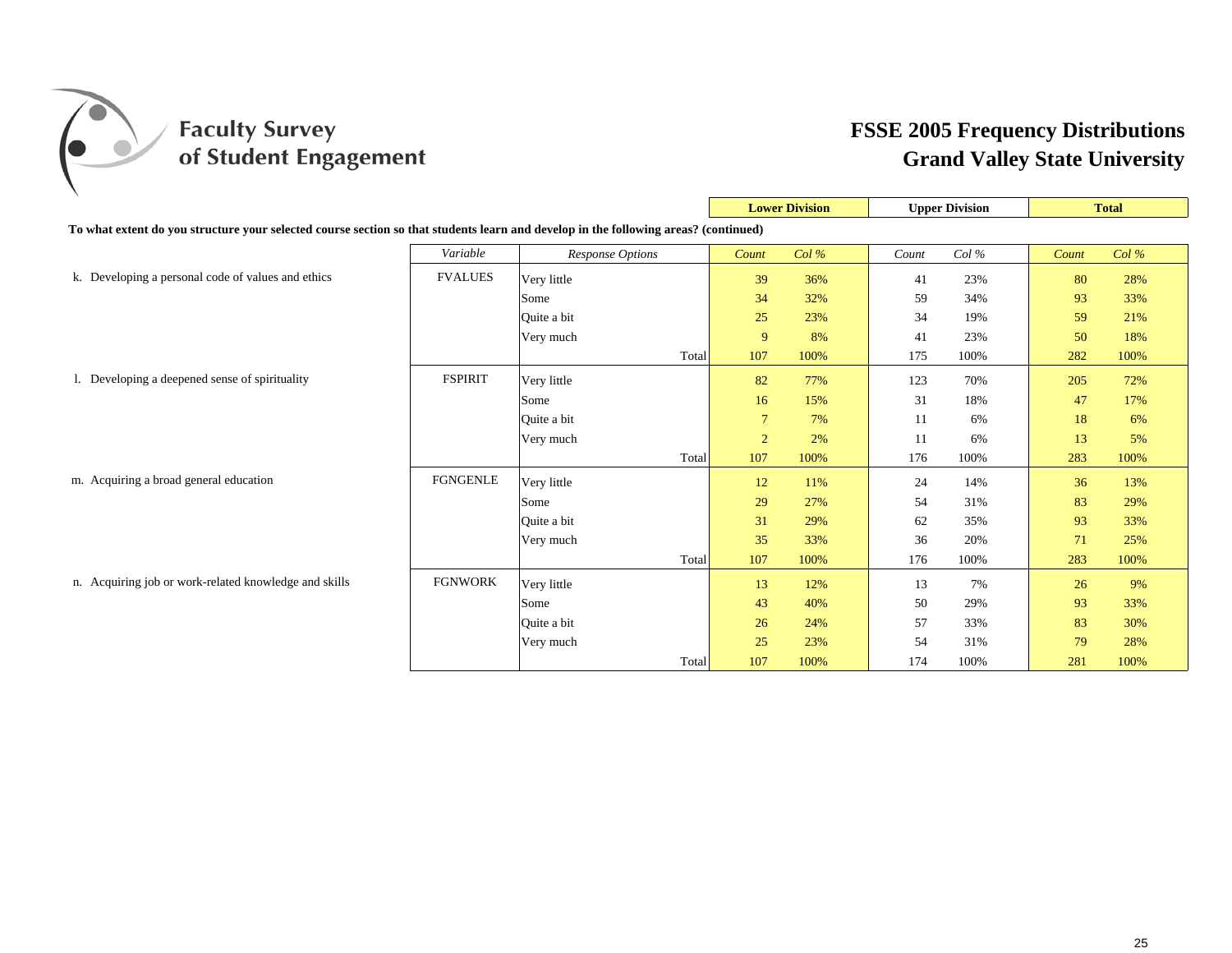# Faculty Survey of Student Engagement

## FSSE 2005 Frequency Distributions
## Grand Valley State University

**To what extent do you structure your selected course section so that students learn and develop in the following areas? (continued)**

| | Variable | Response Options | Lower Division Count | Lower Division Col % | Upper Division Count | Upper Division Col % | Total Count | Total Col % |
|---|---|---|---|---|---|---|---|---|
| k. Developing a personal code of values and ethics | FVALUES | Very little | 39 | 36% | 41 | 23% | 80 | 28% |
| | | Some | 34 | 32% | 59 | 34% | 93 | 33% |
| | | Quite a bit | 25 | 23% | 34 | 19% | 59 | 21% |
| | | Very much | 9 | 8% | 41 | 23% | 50 | 18% |
| | | Total | 107 | 100% | 175 | 100% | 282 | 100% |
| l. Developing a deepened sense of spirituality | FSPIRIT | Very little | 82 | 77% | 123 | 70% | 205 | 72% |
| | | Some | 16 | 15% | 31 | 18% | 47 | 17% |
| | | Quite a bit | 7 | 7% | 11 | 6% | 18 | 6% |
| | | Very much | 2 | 2% | 11 | 6% | 13 | 5% |
| | | Total | 107 | 100% | 176 | 100% | 283 | 100% |
| m. Acquiring a broad general education | FGNGENLE | Very little | 12 | 11% | 24 | 14% | 36 | 13% |
| | | Some | 29 | 27% | 54 | 31% | 83 | 29% |
| | | Quite a bit | 31 | 29% | 62 | 35% | 93 | 33% |
| | | Very much | 35 | 33% | 36 | 20% | 71 | 25% |
| | | Total | 107 | 100% | 176 | 100% | 283 | 100% |
| n. Acquiring job or work-related knowledge and skills | FGNWORK | Very little | 13 | 12% | 13 | 7% | 26 | 9% |
| | | Some | 43 | 40% | 50 | 29% | 93 | 33% |
| | | Quite a bit | 26 | 24% | 57 | 33% | 83 | 30% |
| | | Very much | 25 | 23% | 54 | 31% | 79 | 28% |
| | | Total | 107 | 100% | 174 | 100% | 281 | 100% |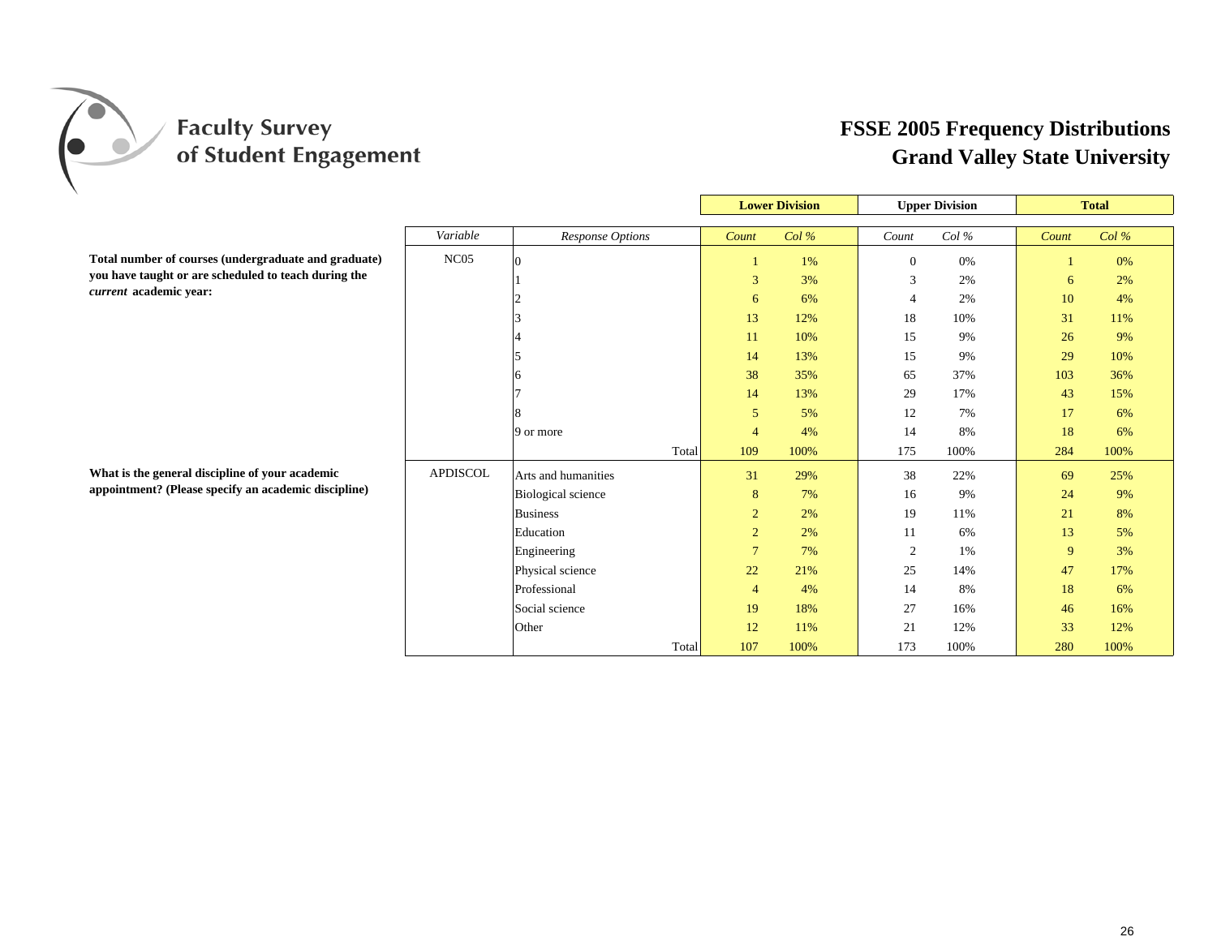# Faculty Survey of Student Engagement

## FSSE 2005 Frequency Distributions
## Grand Valley State University

| Question | Variable | Response Options | Lower Division Count | Lower Division Col % | Upper Division Count | Upper Division Col % | Total Count | Total Col % |
|---|---|---|---|---|---|---|---|---|
| **Total number of courses (undergraduate and graduate) you have taught or are scheduled to teach during the *current* academic year:** | NC05 | 0 | 1 | 1% | 0 | 0% | 1 | 0% |
| | | 1 | 3 | 3% | 3 | 2% | 6 | 2% |
| | | 2 | 6 | 6% | 4 | 2% | 10 | 4% |
| | | 3 | 13 | 12% | 18 | 10% | 31 | 11% |
| | | 4 | 11 | 10% | 15 | 9% | 26 | 9% |
| | | 5 | 14 | 13% | 15 | 9% | 29 | 10% |
| | | 6 | 38 | 35% | 65 | 37% | 103 | 36% |
| | | 7 | 14 | 13% | 29 | 17% | 43 | 15% |
| | | 8 | 5 | 5% | 12 | 7% | 17 | 6% |
| | | 9 or more | 4 | 4% | 14 | 8% | 18 | 6% |
| | | Total | 109 | 100% | 175 | 100% | 284 | 100% |
| **What is the general discipline of your academic appointment? (Please specify an academic discipline)** | APDISCOL | Arts and humanities | 31 | 29% | 38 | 22% | 69 | 25% |
| | | Biological science | 8 | 7% | 16 | 9% | 24 | 9% |
| | | Business | 2 | 2% | 19 | 11% | 21 | 8% |
| | | Education | 2 | 2% | 11 | 6% | 13 | 5% |
| | | Engineering | 7 | 7% | 2 | 1% | 9 | 3% |
| | | Physical science | 22 | 21% | 25 | 14% | 47 | 17% |
| | | Professional | 4 | 4% | 14 | 8% | 18 | 6% |
| | | Social science | 19 | 18% | 27 | 16% | 46 | 16% |
| | | Other | 12 | 11% | 21 | 12% | 33 | 12% |
| | | Total | 107 | 100% | 173 | 100% | 280 | 100% |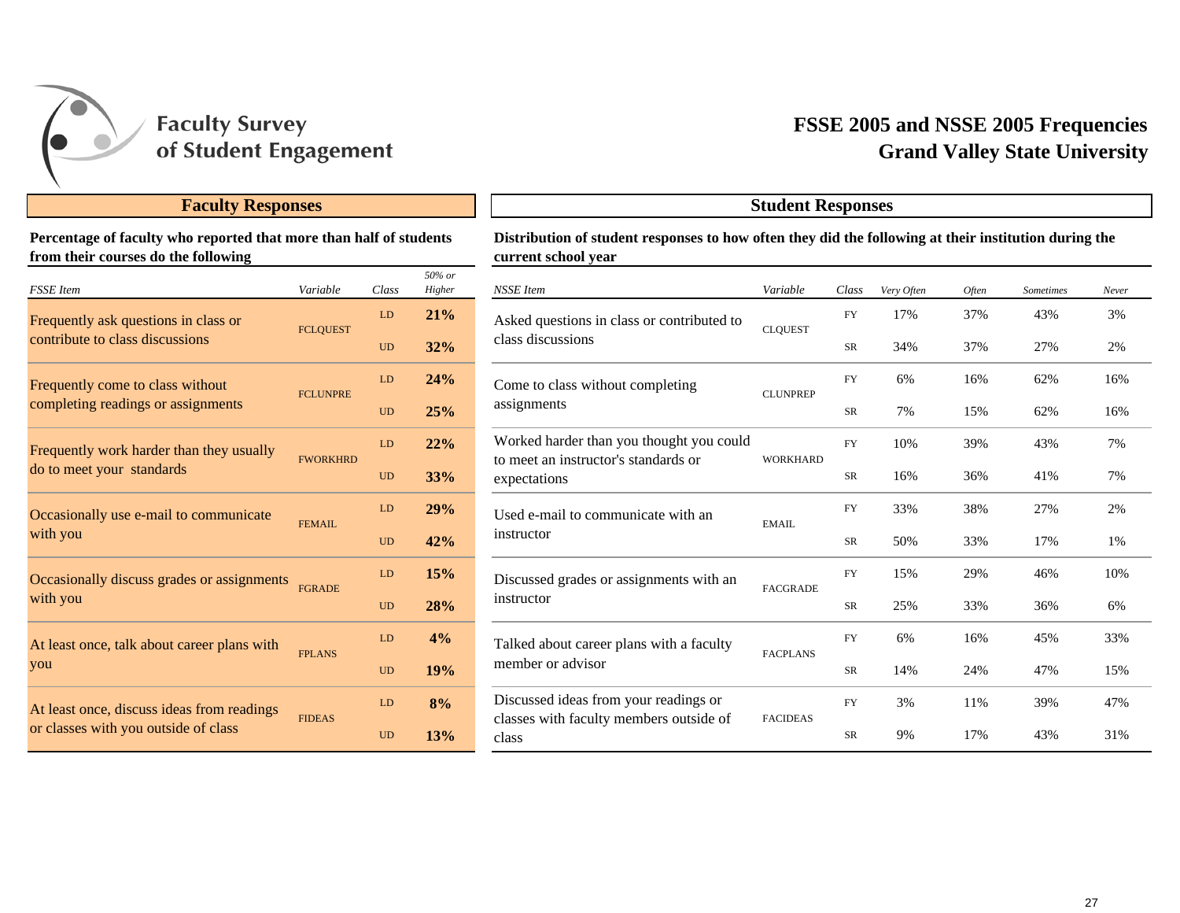# Faculty Survey of Student Engagement

## FSSE 2005 and NSSE 2005 Frequencies
## Grand Valley State University

### Faculty Responses

**Percentage of faculty who reported that more than half of students from their courses do the following**

| *FSSE Item* | *Variable* | *Class* | *50% or Higher* |
|---|---|---|---|
| Frequently ask questions in class or contribute to class discussions | FCLQUEST | LD | **21%** |
| | | UD | **32%** |
| Frequently come to class without completing readings or assignments | FCLUNPRE | LD | **24%** |
| | | UD | **25%** |
| Frequently work harder than they usually do to meet your standards | FWORKHRD | LD | **22%** |
| | | UD | **33%** |
| Occasionally use e-mail to communicate with you | FEMAIL | LD | **29%** |
| | | UD | **42%** |
| Occasionally discuss grades or assignments with you | FGRADE | LD | **15%** |
| | | UD | **28%** |
| At least once, talk about career plans with you | FPLANS | LD | **4%** |
| | | UD | **19%** |
| At least once, discuss ideas from readings or classes with you outside of class | FIDEAS | LD | **8%** |
| | | UD | **13%** |

### Student Responses

**Distribution of student responses to how often they did the following at their institution during the current school year**

| *NSSE Item* | *Variable* | *Class* | *Very Often* | *Often* | *Sometimes* | *Never* |
|---|---|---|---|---|---|---|
| Asked questions in class or contributed to class discussions | CLQUEST | FY | 17% | 37% | 43% | 3% |
| | | SR | 34% | 37% | 27% | 2% |
| Come to class without completing assignments | CLUNPREP | FY | 6% | 16% | 62% | 16% |
| | | SR | 7% | 15% | 62% | 16% |
| Worked harder than you thought you could to meet an instructor's standards or expectations | WORKHARD | FY | 10% | 39% | 43% | 7% |
| | | SR | 16% | 36% | 41% | 7% |
| Used e-mail to communicate with an instructor | EMAIL | FY | 33% | 38% | 27% | 2% |
| | | SR | 50% | 33% | 17% | 1% |
| Discussed grades or assignments with an instructor | FACGRADE | FY | 15% | 29% | 46% | 10% |
| | | SR | 25% | 33% | 36% | 6% |
| Talked about career plans with a faculty member or advisor | FACPLANS | FY | 6% | 16% | 45% | 33% |
| | | SR | 14% | 24% | 47% | 15% |
| Discussed ideas from your readings or classes with faculty members outside of class | FACIDEAS | FY | 3% | 11% | 39% | 47% |
| | | SR | 9% | 17% | 43% | 31% |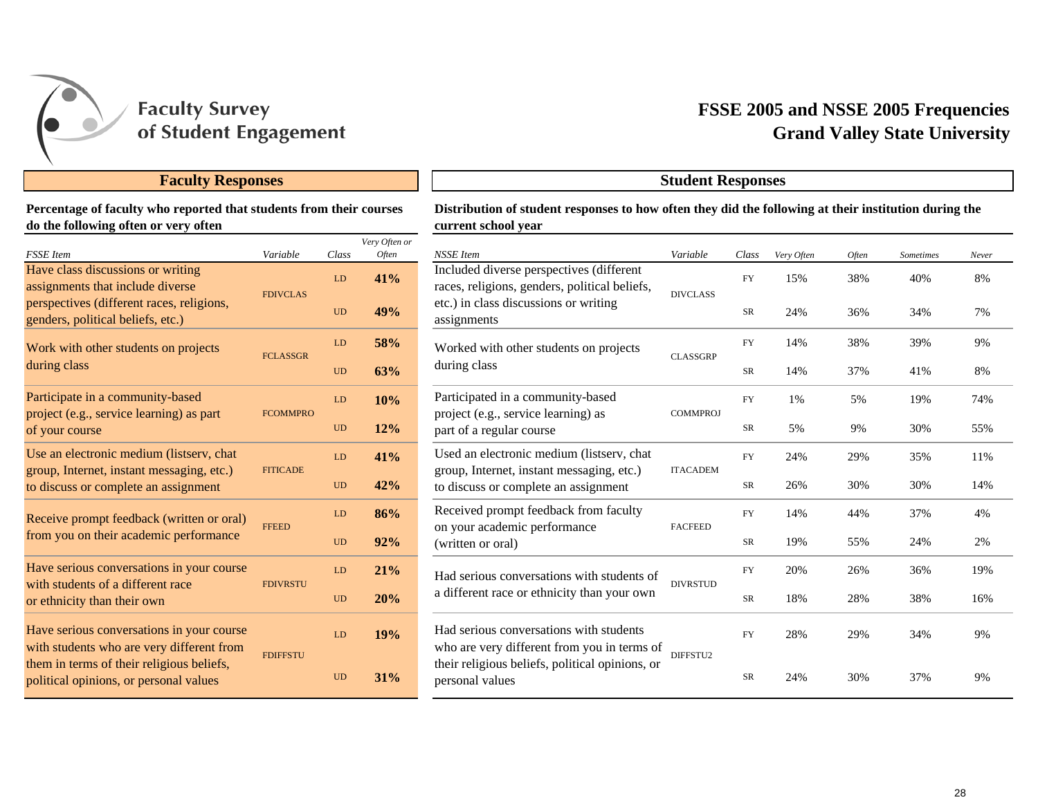Faculty Survey of Student Engagement

# FSSE 2005 and NSSE 2005 Frequencies
# Grand Valley State University

## Faculty Responses

**Percentage of faculty who reported that students from their courses do the following often or very often**

| *FSSE Item* | *Variable* | *Class* | *Very Often or Often* |
|---|---|---|---|
| Have class discussions or writing assignments that include diverse perspectives (different races, religions, genders, political beliefs, etc.) | FDIVCLAS | LD | **41%** |
| | | UD | **49%** |
| Work with other students on projects during class | FCLASSGR | LD | **58%** |
| | | UD | **63%** |
| Participate in a community-based project (e.g., service learning) as part of your course | FCOMMPRO | LD | **10%** |
| | | UD | **12%** |
| Use an electronic medium (listserv, chat group, Internet, instant messaging, etc.) to discuss or complete an assignment | FITICADE | LD | **41%** |
| | | UD | **42%** |
| Receive prompt feedback (written or oral) from you on their academic performance | FFEED | LD | **86%** |
| | | UD | **92%** |
| Have serious conversations in your course with students of a different race or ethnicity than their own | FDIVRSTU | LD | **21%** |
| | | UD | **20%** |
| Have serious conversations in your course with students who are very different from them in terms of their religious beliefs, political opinions, or personal values | FDIFFSTU | LD | **19%** |
| | | UD | **31%** |

## Student Responses

**Distribution of student responses to how often they did the following at their institution during the current school year**

| *NSSE Item* | *Variable* | *Class* | *Very Often* | *Often* | *Sometimes* | *Never* |
|---|---|---|---|---|---|---|
| Included diverse perspectives (different races, religions, genders, political beliefs, etc.) in class discussions or writing assignments | DIVCLASS | FY | 15% | 38% | 40% | 8% |
| | | SR | 24% | 36% | 34% | 7% |
| Worked with other students on projects during class | CLASSGRP | FY | 14% | 38% | 39% | 9% |
| | | SR | 14% | 37% | 41% | 8% |
| Participated in a community-based project (e.g., service learning) as part of a regular course | COMMPROJ | FY | 1% | 5% | 19% | 74% |
| | | SR | 5% | 9% | 30% | 55% |
| Used an electronic medium (listserv, chat group, Internet, instant messaging, etc.) to discuss or complete an assignment | ITACADEM | FY | 24% | 29% | 35% | 11% |
| | | SR | 26% | 30% | 30% | 14% |
| Received prompt feedback from faculty on your academic performance (written or oral) | FACFEED | FY | 14% | 44% | 37% | 4% |
| | | SR | 19% | 55% | 24% | 2% |
| Had serious conversations with students of a different race or ethnicity than your own | DIVRSTUD | FY | 20% | 26% | 36% | 19% |
| | | SR | 18% | 28% | 38% | 16% |
| Had serious conversations with students who are very different from you in terms of their religious beliefs, political opinions, or personal values | DIFFSTU2 | FY | 28% | 29% | 34% | 9% |
| | | SR | 24% | 30% | 37% | 9% |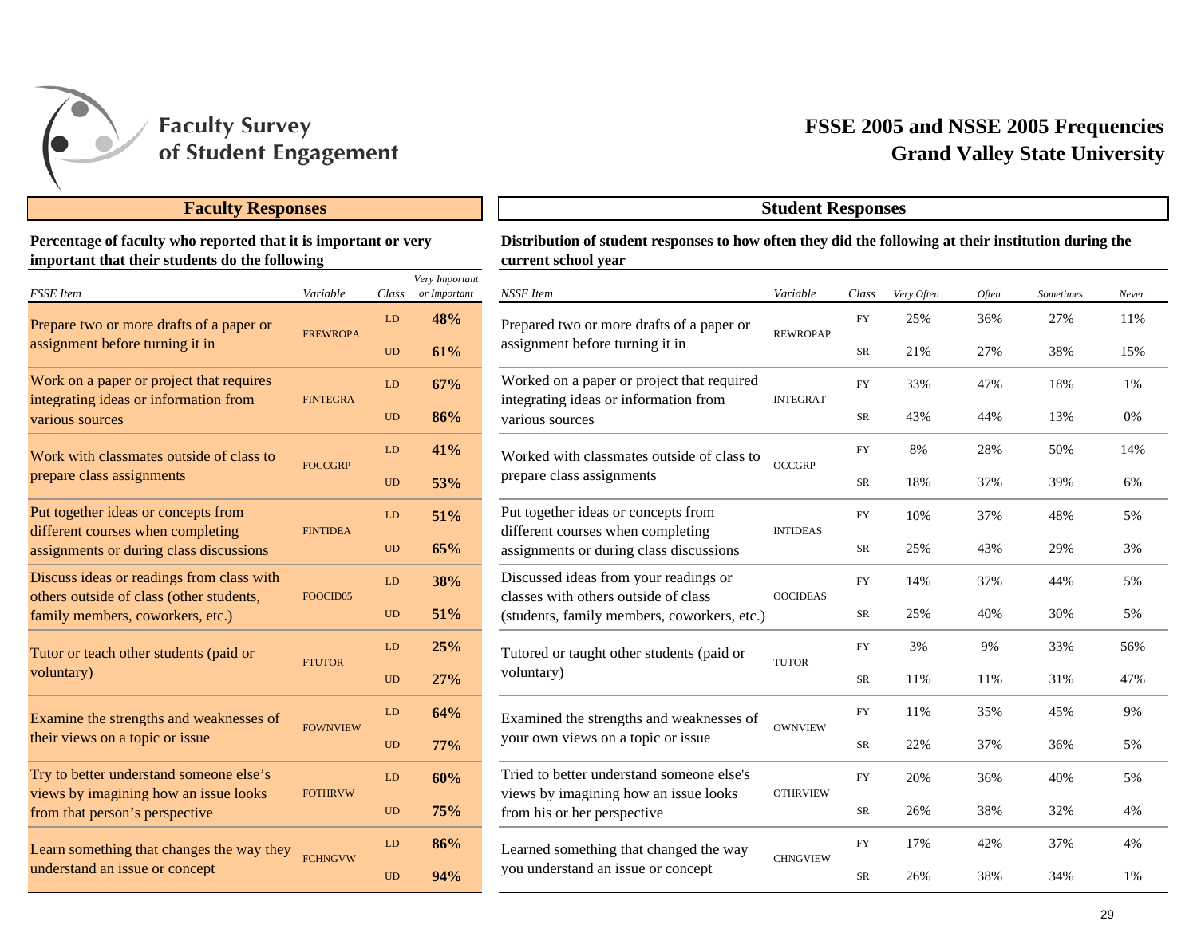Faculty Survey of Student Engagement

# FSSE 2005 and NSSE 2005 Frequencies
# Grand Valley State University

## Faculty Responses

**Percentage of faculty who reported that it is important or very important that their students do the following**

| *FSSE Item* | *Variable* | *Class* | *Very Important or Important* |
|---|---|---|---|
| Prepare two or more drafts of a paper or assignment before turning it in | FREWROPA | LD | **48%** |
| | | UD | **61%** |
| Work on a paper or project that requires integrating ideas or information from various sources | FINTEGRA | LD | **67%** |
| | | UD | **86%** |
| Work with classmates outside of class to prepare class assignments | FOCCGRP | LD | **41%** |
| | | UD | **53%** |
| Put together ideas or concepts from different courses when completing assignments or during class discussions | FINTIDEA | LD | **51%** |
| | | UD | **65%** |
| Discuss ideas or readings from class with others outside of class (other students, family members, coworkers, etc.) | FOOCID05 | LD | **38%** |
| | | UD | **51%** |
| Tutor or teach other students (paid or voluntary) | FTUTOR | LD | **25%** |
| | | UD | **27%** |
| Examine the strengths and weaknesses of their views on a topic or issue | FOWNVIEW | LD | **64%** |
| | | UD | **77%** |
| Try to better understand someone else’s views by imagining how an issue looks from that person’s perspective | FOTHRVW | LD | **60%** |
| | | UD | **75%** |
| Learn something that changes the way they understand an issue or concept | FCHNGVW | LD | **86%** |
| | | UD | **94%** |

## Student Responses

**Distribution of student responses to how often they did the following at their institution during the current school year**

| *NSSE Item* | *Variable* | *Class* | *Very Often* | *Often* | *Sometimes* | *Never* |
|---|---|---|---|---|---|---|
| Prepared two or more drafts of a paper or assignment before turning it in | REWROPAP | FY | 25% | 36% | 27% | 11% |
| | | SR | 21% | 27% | 38% | 15% |
| Worked on a paper or project that required integrating ideas or information from various sources | INTEGRAT | FY | 33% | 47% | 18% | 1% |
| | | SR | 43% | 44% | 13% | 0% |
| Worked with classmates outside of class to prepare class assignments | OCCGRP | FY | 8% | 28% | 50% | 14% |
| | | SR | 18% | 37% | 39% | 6% |
| Put together ideas or concepts from different courses when completing assignments or during class discussions | INTIDEAS | FY | 10% | 37% | 48% | 5% |
| | | SR | 25% | 43% | 29% | 3% |
| Discussed ideas from your readings or classes with others outside of class (students, family members, coworkers, etc.) | OOCIDEAS | FY | 14% | 37% | 44% | 5% |
| | | SR | 25% | 40% | 30% | 5% |
| Tutored or taught other students (paid or voluntary) | TUTOR | FY | 3% | 9% | 33% | 56% |
| | | SR | 11% | 11% | 31% | 47% |
| Examined the strengths and weaknesses of your own views on a topic or issue | OWNVIEW | FY | 11% | 35% | 45% | 9% |
| | | SR | 22% | 37% | 36% | 5% |
| Tried to better understand someone else's views by imagining how an issue looks from his or her perspective | OTHRVIEW | FY | 20% | 36% | 40% | 5% |
| | | SR | 26% | 38% | 32% | 4% |
| Learned something that changed the way you understand an issue or concept | CHNGVIEW | FY | 17% | 42% | 37% | 4% |
| | | SR | 26% | 38% | 34% | 1% |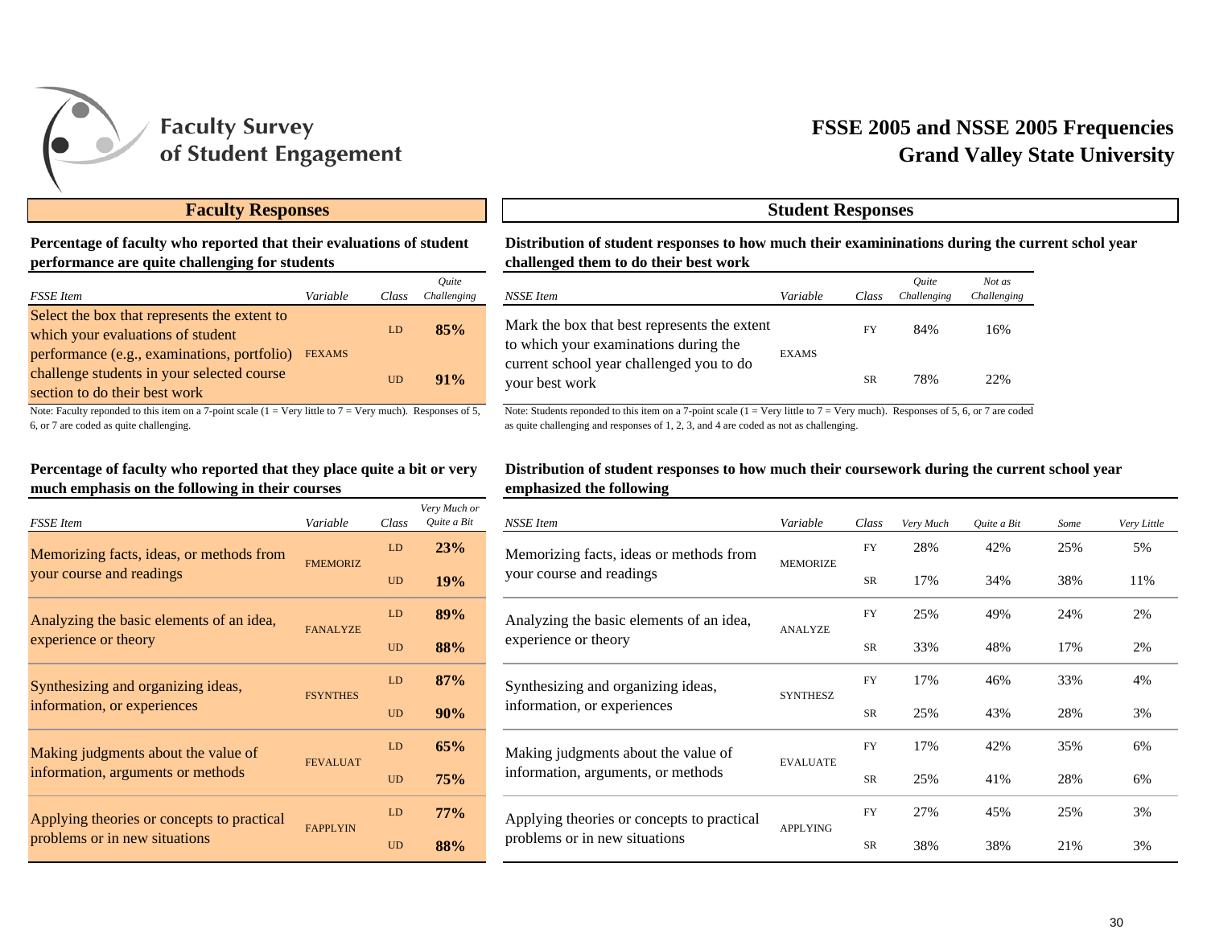# Faculty Survey of Student Engagement

## FSSE 2005 and NSSE 2005 Frequencies
## Grand Valley State University

### Faculty Responses

**Percentage of faculty who reported that their evaluations of student performance are quite challenging for students**

| *FSSE Item* | *Variable* | *Class* | *Quite Challenging* |
|---|---|---|---|
| Select the box that represents the extent to which your evaluations of student performance (e.g., examinations, portfolio) challenge students in your selected course section to do their best work | FEXAMS | LD | **85%** |
| | | UD | **91%** |

Note: Faculty reponded to this item on a 7-point scale (1 = Very little to 7 = Very much). Responses of 5, 6, or 7 are coded as quite challenging.

**Percentage of faculty who reported that they place quite a bit or very much emphasis on the following in their courses**

| *FSSE Item* | *Variable* | *Class* | *Very Much or Quite a Bit* |
|---|---|---|---|
| Memorizing facts, ideas, or methods from your course and readings | FMEMORIZ | LD | **23%** |
| | | UD | **19%** |
| Analyzing the basic elements of an idea, experience or theory | FANALYZE | LD | **89%** |
| | | UD | **88%** |
| Synthesizing and organizing ideas, information, or experiences | FSYNTHES | LD | **87%** |
| | | UD | **90%** |
| Making judgments about the value of information, arguments or methods | FEVALUAT | LD | **65%** |
| | | UD | **75%** |
| Applying theories or concepts to practical problems or in new situations | FAPPLYIN | LD | **77%** |
| | | UD | **88%** |

### Student Responses

**Distribution of student responses to how much their examininations during the current schol year challenged them to do their best work**

| *NSSE Item* | *Variable* | *Class* | *Quite Challenging* | *Not as Challenging* |
|---|---|---|---|---|
| Mark the box that best represents the extent to which your examinations during the current school year challenged you to do your best work | EXAMS | FY | 84% | 16% |
| | | SR | 78% | 22% |

Note: Students reponded to this item on a 7-point scale (1 = Very little to 7 = Very much). Responses of 5, 6, or 7 are coded as quite challenging and responses of 1, 2, 3, and 4 are coded as not as challenging.

**Distribution of student responses to how much their coursework during the current school year emphasized the following**

| *NSSE Item* | *Variable* | *Class* | *Very Much* | *Quite a Bit* | *Some* | *Very Little* |
|---|---|---|---|---|---|---|
| Memorizing facts, ideas or methods from your course and readings | MEMORIZE | FY | 28% | 42% | 25% | 5% |
| | | SR | 17% | 34% | 38% | 11% |
| Analyzing the basic elements of an idea, experience or theory | ANALYZE | FY | 25% | 49% | 24% | 2% |
| | | SR | 33% | 48% | 17% | 2% |
| Synthesizing and organizing ideas, information, or experiences | SYNTHESZ | FY | 17% | 46% | 33% | 4% |
| | | SR | 25% | 43% | 28% | 3% |
| Making judgments about the value of information, arguments, or methods | EVALUATE | FY | 17% | 42% | 35% | 6% |
| | | SR | 25% | 41% | 28% | 6% |
| Applying theories or concepts to practical problems or in new situations | APPLYING | FY | 27% | 45% | 25% | 3% |
| | | SR | 38% | 38% | 21% | 3% |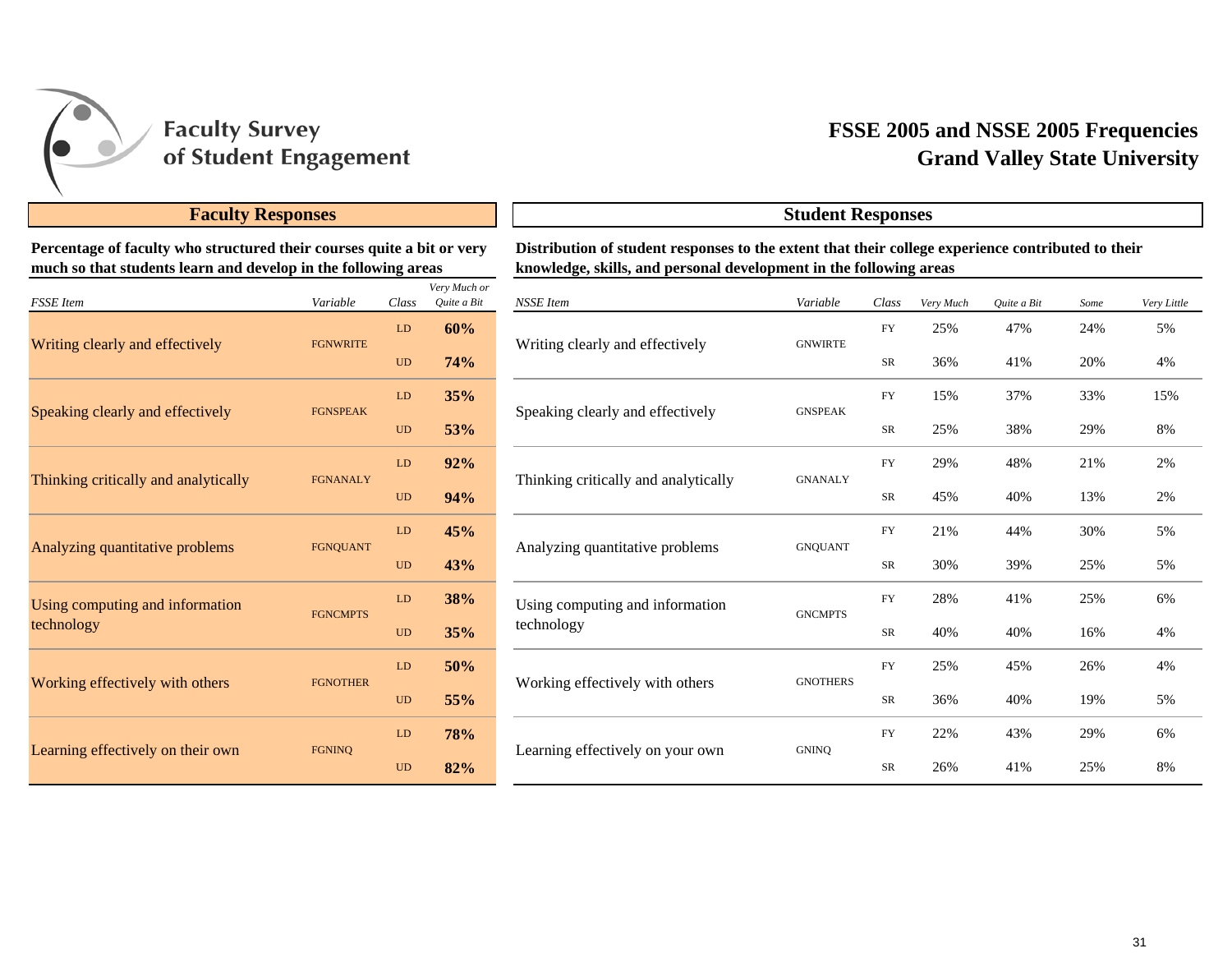# Faculty Survey of Student Engagement

## FSSE 2005 and NSSE 2005 Frequencies
## Grand Valley State University

### Faculty Responses

**Percentage of faculty who structured their courses quite a bit or very much so that students learn and develop in the following areas**

| *FSSE Item* | *Variable* | *Class* | *Very Much or Quite a Bit* |
|---|---|---|---|
| Writing clearly and effectively | FGNWRITE | LD | **60%** |
| | | UD | **74%** |
| Speaking clearly and effectively | FGNSPEAK | LD | **35%** |
| | | UD | **53%** |
| Thinking critically and analytically | FGNANALY | LD | **92%** |
| | | UD | **94%** |
| Analyzing quantitative problems | FGNQUANT | LD | **45%** |
| | | UD | **43%** |
| Using computing and information technology | FGNCMPTS | LD | **38%** |
| | | UD | **35%** |
| Working effectively with others | FGNOTHER | LD | **50%** |
| | | UD | **55%** |
| Learning effectively on their own | FGNINQ | LD | **78%** |
| | | UD | **82%** |

### Student Responses

**Distribution of student responses to the extent that their college experience contributed to their knowledge, skills, and personal development in the following areas**

| *NSSE Item* | *Variable* | *Class* | *Very Much* | *Quite a Bit* | *Some* | *Very Little* |
|---|---|---|---|---|---|---|
| Writing clearly and effectively | GNWIRTE | FY | 25% | 47% | 24% | 5% |
| | | SR | 36% | 41% | 20% | 4% |
| Speaking clearly and effectively | GNSPEAK | FY | 15% | 37% | 33% | 15% |
| | | SR | 25% | 38% | 29% | 8% |
| Thinking critically and analytically | GNANALY | FY | 29% | 48% | 21% | 2% |
| | | SR | 45% | 40% | 13% | 2% |
| Analyzing quantitative problems | GNQUANT | FY | 21% | 44% | 30% | 5% |
| | | SR | 30% | 39% | 25% | 5% |
| Using computing and information technology | GNCMPTS | FY | 28% | 41% | 25% | 6% |
| | | SR | 40% | 40% | 16% | 4% |
| Working effectively with others | GNOTHERS | FY | 25% | 45% | 26% | 4% |
| | | SR | 36% | 40% | 19% | 5% |
| Learning effectively on your own | GNINQ | FY | 22% | 43% | 29% | 6% |
| | | SR | 26% | 41% | 25% | 8% |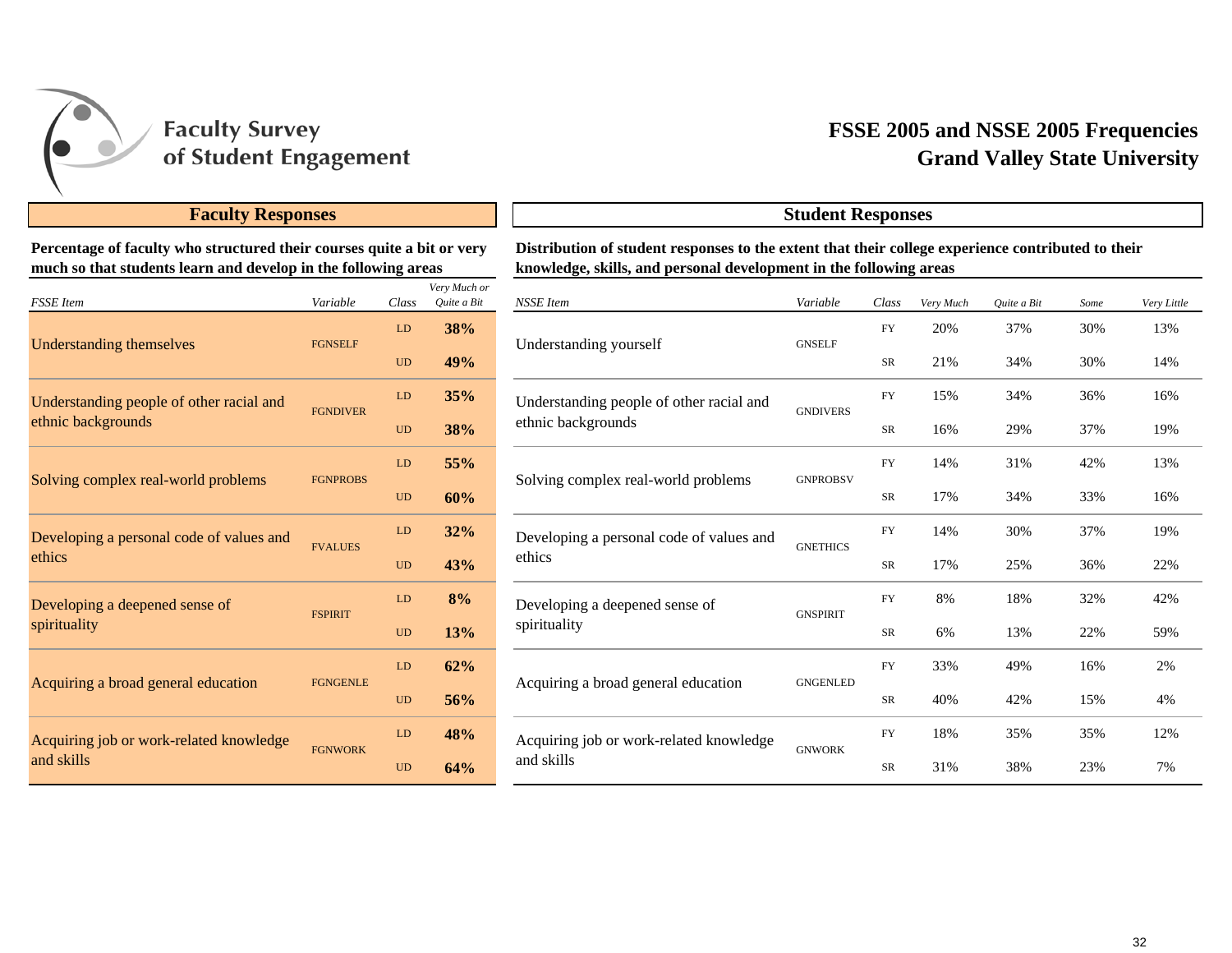# Faculty Survey of Student Engagement

## FSSE 2005 and NSSE 2005 Frequencies
## Grand Valley State University

### Faculty Responses

**Percentage of faculty who structured their courses quite a bit or very much so that students learn and develop in the following areas**

| *FSSE Item* | *Variable* | *Class* | *Very Much or Quite a Bit* |
|---|---|---|---|
| Understanding themselves | FGNSELF | LD | **38%** |
| | | UD | **49%** |
| Understanding people of other racial and ethnic backgrounds | FGNDIVER | LD | **35%** |
| | | UD | **38%** |
| Solving complex real-world problems | FGNPROBS | LD | **55%** |
| | | UD | **60%** |
| Developing a personal code of values and ethics | FVALUES | LD | **32%** |
| | | UD | **43%** |
| Developing a deepened sense of spirituality | FSPIRIT | LD | **8%** |
| | | UD | **13%** |
| Acquiring a broad general education | FGNGENLE | LD | **62%** |
| | | UD | **56%** |
| Acquiring job or work-related knowledge and skills | FGNWORK | LD | **48%** |
| | | UD | **64%** |

### Student Responses

**Distribution of student responses to the extent that their college experience contributed to their knowledge, skills, and personal development in the following areas**

| *NSSE Item* | *Variable* | *Class* | *Very Much* | *Quite a Bit* | *Some* | *Very Little* |
|---|---|---|---|---|---|---|
| Understanding yourself | GNSELF | FY | 20% | 37% | 30% | 13% |
| | | SR | 21% | 34% | 30% | 14% |
| Understanding people of other racial and ethnic backgrounds | GNDIVERS | FY | 15% | 34% | 36% | 16% |
| | | SR | 16% | 29% | 37% | 19% |
| Solving complex real-world problems | GNPROBSV | FY | 14% | 31% | 42% | 13% |
| | | SR | 17% | 34% | 33% | 16% |
| Developing a personal code of values and ethics | GNETHICS | FY | 14% | 30% | 37% | 19% |
| | | SR | 17% | 25% | 36% | 22% |
| Developing a deepened sense of spirituality | GNSPIRIT | FY | 8% | 18% | 32% | 42% |
| | | SR | 6% | 13% | 22% | 59% |
| Acquiring a broad general education | GNGENLED | FY | 33% | 49% | 16% | 2% |
| | | SR | 40% | 42% | 15% | 4% |
| Acquiring job or work-related knowledge and skills | GNWORK | FY | 18% | 35% | 35% | 12% |
| | | SR | 31% | 38% | 23% | 7% |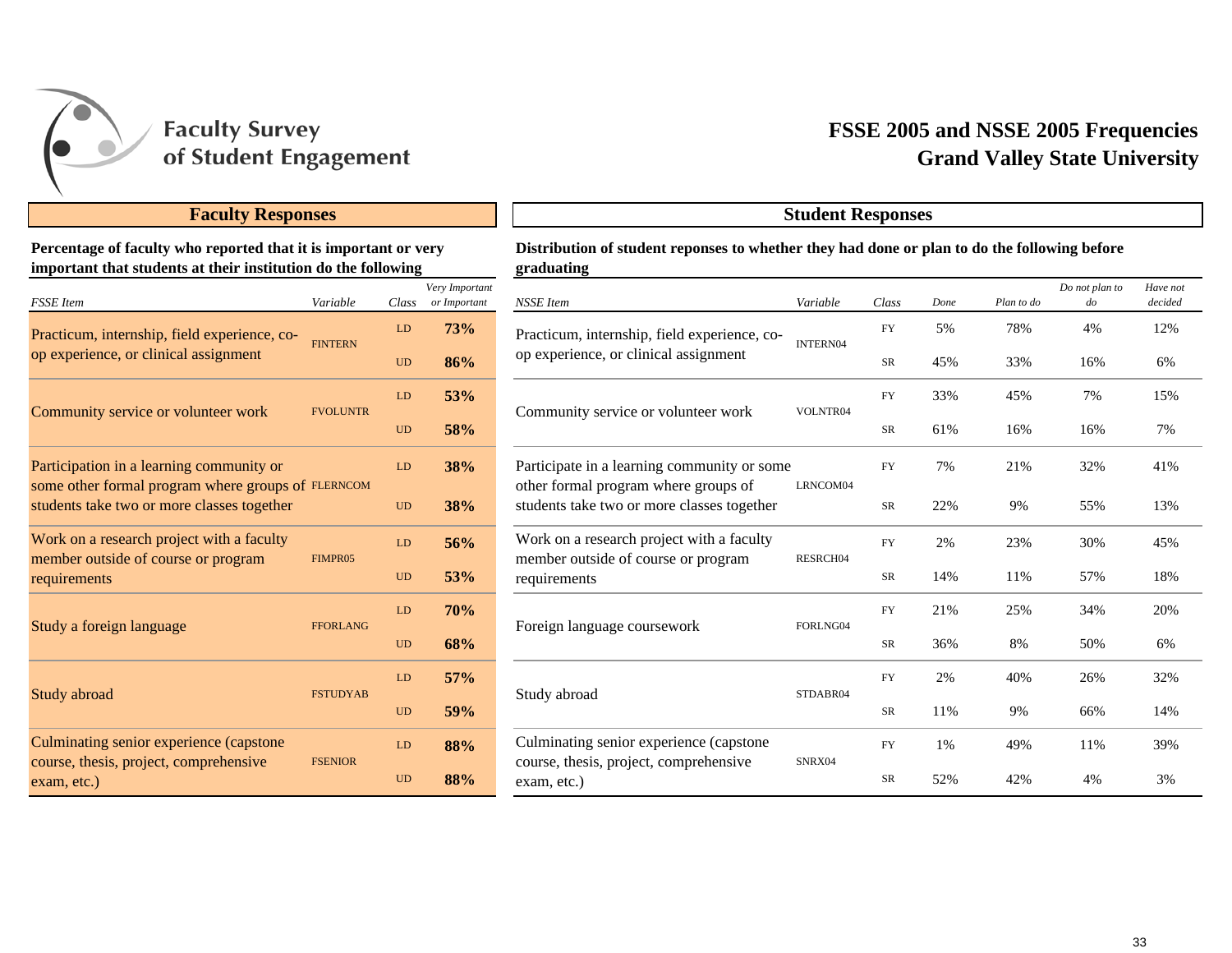# Faculty Survey of Student Engagement

## FSSE 2005 and NSSE 2005 Frequencies
## Grand Valley State University

### Faculty Responses

**Percentage of faculty who reported that it is important or very important that students at their institution do the following**

| *FSSE Item* | *Variable* | *Class* | *Very Important or Important* |
|---|---|---|---|
| Practicum, internship, field experience, co-op experience, or clinical assignment | FINTERN | LD | **73%** |
| | | UD | **86%** |
| Community service or volunteer work | FVOLUNTR | LD | **53%** |
| | | UD | **58%** |
| Participation in a learning community or some other formal program where groups of students take two or more classes together | FLERNCOM | LD | **38%** |
| | | UD | **38%** |
| Work on a research project with a faculty member outside of course or program requirements | FIMPR05 | LD | **56%** |
| | | UD | **53%** |
| Study a foreign language | FFORLANG | LD | **70%** |
| | | UD | **68%** |
| Study abroad | FSTUDYAB | LD | **57%** |
| | | UD | **59%** |
| Culminating senior experience (capstone course, thesis, project, comprehensive exam, etc.) | FSENIOR | LD | **88%** |
| | | UD | **88%** |

### Student Responses

**Distribution of student reponses to whether they had done or plan to do the following before graduating**

| *NSSE Item* | *Variable* | *Class* | *Done* | *Plan to do* | *Do not plan to do* | *Have not decided* |
|---|---|---|---|---|---|---|
| Practicum, internship, field experience, co-op experience, or clinical assignment | INTERN04 | FY | 5% | 78% | 4% | 12% |
| | | SR | 45% | 33% | 16% | 6% |
| Community service or volunteer work | VOLNTR04 | FY | 33% | 45% | 7% | 15% |
| | | SR | 61% | 16% | 16% | 7% |
| Participate in a learning community or some other formal program where groups of students take two or more classes together | LRNCOM04 | FY | 7% | 21% | 32% | 41% |
| | | SR | 22% | 9% | 55% | 13% |
| Work on a research project with a faculty member outside of course or program requirements | RESRCH04 | FY | 2% | 23% | 30% | 45% |
| | | SR | 14% | 11% | 57% | 18% |
| Foreign language coursework | FORLNG04 | FY | 21% | 25% | 34% | 20% |
| | | SR | 36% | 8% | 50% | 6% |
| Study abroad | STDABR04 | FY | 2% | 40% | 26% | 32% |
| | | SR | 11% | 9% | 66% | 14% |
| Culminating senior experience (capstone course, thesis, project, comprehensive exam, etc.) | SNRX04 | FY | 1% | 49% | 11% | 39% |
| | | SR | 52% | 42% | 4% | 3% |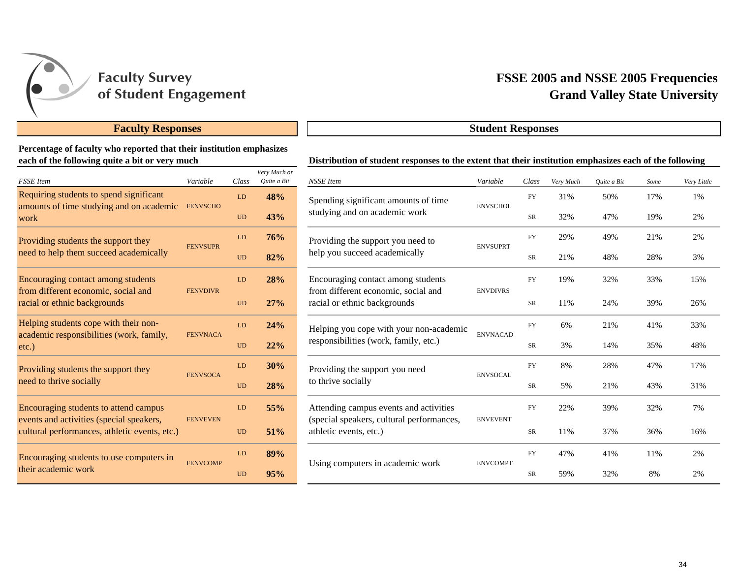# Faculty Survey of Student Engagement

## FSSE 2005 and NSSE 2005 Frequencies
## Grand Valley State University

### Faculty Responses

**Percentage of faculty who reported that their institution emphasizes each of the following quite a bit or very much**

| *FSSE Item* | *Variable* | *Class* | *Very Much or Quite a Bit* |
|---|---|---|---|
| Requiring students to spend significant amounts of time studying and on academic work | FENVSCHO | LD | **48%** |
| | | UD | **43%** |
| Providing students the support they need to help them succeed academically | FENVSUPR | LD | **76%** |
| | | UD | **82%** |
| Encouraging contact among students from different economic, social and racial or ethnic backgrounds | FENVDIVR | LD | **28%** |
| | | UD | **27%** |
| Helping students cope with their non-academic responsibilities (work, family, etc.) | FENVNACA | LD | **24%** |
| | | UD | **22%** |
| Providing students the support they need to thrive socially | FENVSOCA | LD | **30%** |
| | | UD | **28%** |
| Encouraging students to attend campus events and activities (special speakers, cultural performances, athletic events, etc.) | FENVEVEN | LD | **55%** |
| | | UD | **51%** |
| Encouraging students to use computers in their academic work | FENVCOMP | LD | **89%** |
| | | UD | **95%** |

### Student Responses

**Distribution of student responses to the extent that their institution emphasizes each of the following**

| *NSSE Item* | *Variable* | *Class* | *Very Much* | *Quite a Bit* | *Some* | *Very Little* |
|---|---|---|---|---|---|---|
| Spending significant amounts of time studying and on academic work | ENVSCHOL | FY | 31% | 50% | 17% | 1% |
| | | SR | 32% | 47% | 19% | 2% |
| Providing the support you need to help you succeed academically | ENVSUPRT | FY | 29% | 49% | 21% | 2% |
| | | SR | 21% | 48% | 28% | 3% |
| Encouraging contact among students from different economic, social and racial or ethnic backgrounds | ENVDIVRS | FY | 19% | 32% | 33% | 15% |
| | | SR | 11% | 24% | 39% | 26% |
| Helping you cope with your non-academic responsibilities (work, family, etc.) | ENVNACAD | FY | 6% | 21% | 41% | 33% |
| | | SR | 3% | 14% | 35% | 48% |
| Providing the support you need to thrive socially | ENVSOCAL | FY | 8% | 28% | 47% | 17% |
| | | SR | 5% | 21% | 43% | 31% |
| Attending campus events and activities (special speakers, cultural performances, athletic events, etc.) | ENVEVENT | FY | 22% | 39% | 32% | 7% |
| | | SR | 11% | 37% | 36% | 16% |
| Using computers in academic work | ENVCOMPT | FY | 47% | 41% | 11% | 2% |
| | | SR | 59% | 32% | 8% | 2% |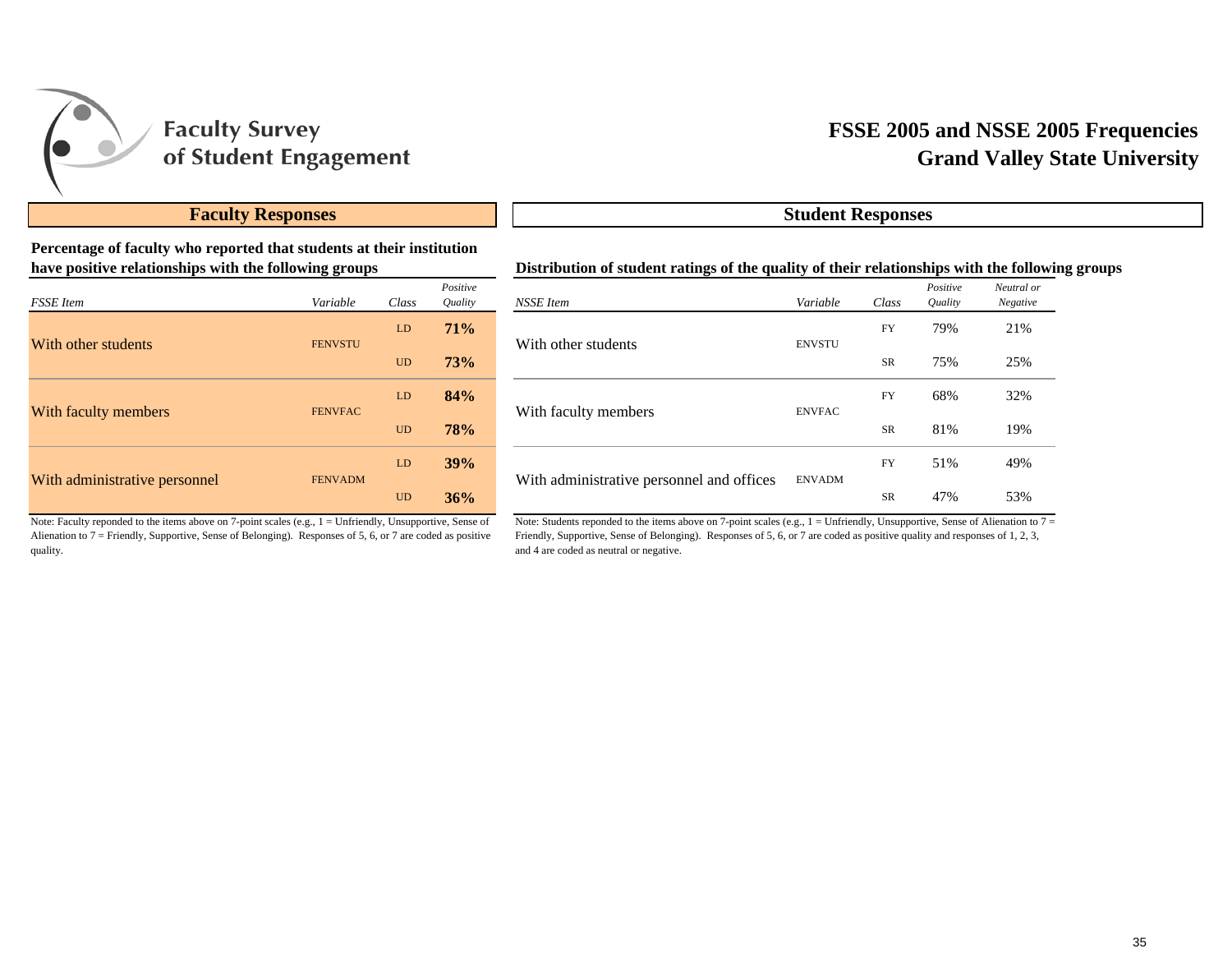# Faculty Survey of Student Engagement

## FSSE 2005 and NSSE 2005 Frequencies
## Grand Valley State University

### Faculty Responses

**Percentage of faculty who reported that students at their institution have positive relationships with the following groups**

| *FSSE Item* | *Variable* | *Class* | *Positive Quality* |
|---|---|---|---|
| With other students | FENVSTU | LD | **71%** |
| | | UD | **73%** |
| With faculty members | FENVFAC | LD | **84%** |
| | | UD | **78%** |
| With administrative personnel | FENVADM | LD | **39%** |
| | | UD | **36%** |

Note: Faculty reponded to the items above on 7-point scales (e.g., 1 = Unfriendly, Unsupportive, Sense of Alienation to 7 = Friendly, Supportive, Sense of Belonging). Responses of 5, 6, or 7 are coded as positive quality.

### Student Responses

**Distribution of student ratings of the quality of their relationships with the following groups**

| *NSSE Item* | *Variable* | *Class* | *Positive Quality* | *Neutral or Negative* |
|---|---|---|---|---|
| With other students | ENVSTU | FY | 79% | 21% |
| | | SR | 75% | 25% |
| With faculty members | ENVFAC | FY | 68% | 32% |
| | | SR | 81% | 19% |
| With administrative personnel and offices | ENVADM | FY | 51% | 49% |
| | | SR | 47% | 53% |

Note: Students reponded to the items above on 7-point scales (e.g., 1 = Unfriendly, Unsupportive, Sense of Alienation to 7 = Friendly, Supportive, Sense of Belonging). Responses of 5, 6, or 7 are coded as positive quality and responses of 1, 2, 3, and 4 are coded as neutral or negative.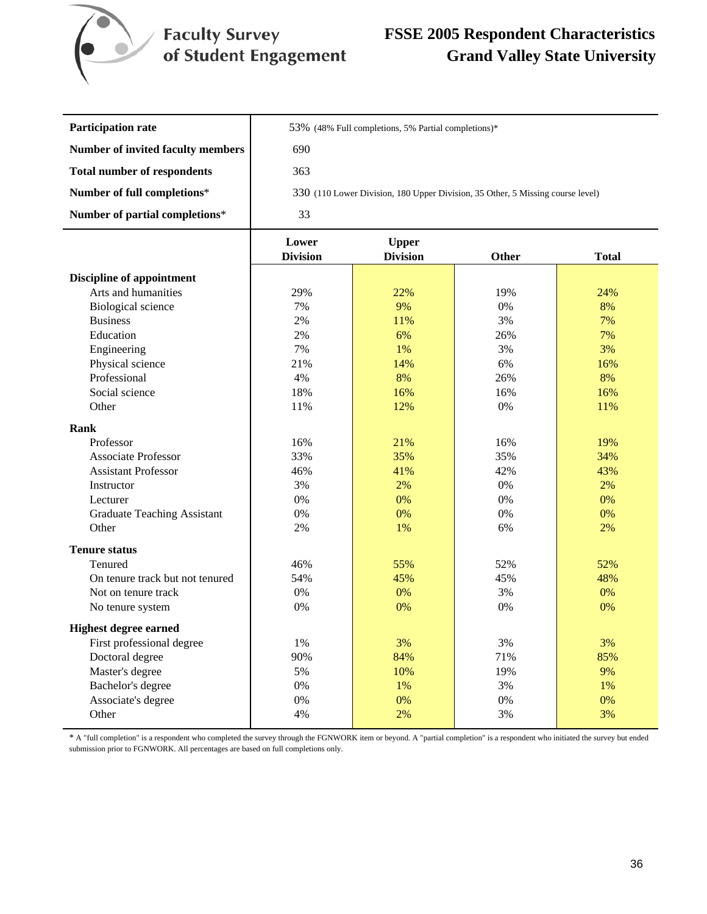# FSSE 2005 Respondent Characteristics
## Grand Valley State University

Faculty Survey of Student Engagement

| | |
|---|---|
| **Participation rate** | 53% (48% Full completions, 5% Partial completions)* |
| **Number of invited faculty members** | 690 |
| **Total number of respondents** | 363 |
| **Number of full completions*** | 330 (110 Lower Division, 180 Upper Division, 35 Other, 5 Missing course level) |
| **Number of partial completions*** | 33 |

| | Lower Division | Upper Division | Other | Total |
|---|---|---|---|---|
| **Discipline of appointment** | | | | |
| Arts and humanities | 29% | 22% | 19% | 24% |
| Biological science | 7% | 9% | 0% | 8% |
| Business | 2% | 11% | 3% | 7% |
| Education | 2% | 6% | 26% | 7% |
| Engineering | 7% | 1% | 3% | 3% |
| Physical science | 21% | 14% | 6% | 16% |
| Professional | 4% | 8% | 26% | 8% |
| Social science | 18% | 16% | 16% | 16% |
| Other | 11% | 12% | 0% | 11% |
| **Rank** | | | | |
| Professor | 16% | 21% | 16% | 19% |
| Associate Professor | 33% | 35% | 35% | 34% |
| Assistant Professor | 46% | 41% | 42% | 43% |
| Instructor | 3% | 2% | 0% | 2% |
| Lecturer | 0% | 0% | 0% | 0% |
| Graduate Teaching Assistant | 0% | 0% | 0% | 0% |
| Other | 2% | 1% | 6% | 2% |
| **Tenure status** | | | | |
| Tenured | 46% | 55% | 52% | 52% |
| On tenure track but not tenured | 54% | 45% | 45% | 48% |
| Not on tenure track | 0% | 0% | 3% | 0% |
| No tenure system | 0% | 0% | 0% | 0% |
| **Highest degree earned** | | | | |
| First professional degree | 1% | 3% | 3% | 3% |
| Doctoral degree | 90% | 84% | 71% | 85% |
| Master's degree | 5% | 10% | 19% | 9% |
| Bachelor's degree | 0% | 1% | 3% | 1% |
| Associate's degree | 0% | 0% | 0% | 0% |
| Other | 4% | 2% | 3% | 3% |

* A "full completion" is a respondent who completed the survey through the FGNWORK item or beyond. A "partial completion" is a respondent who initiated the survey but ended submission prior to FGNWORK. All percentages are based on full completions only.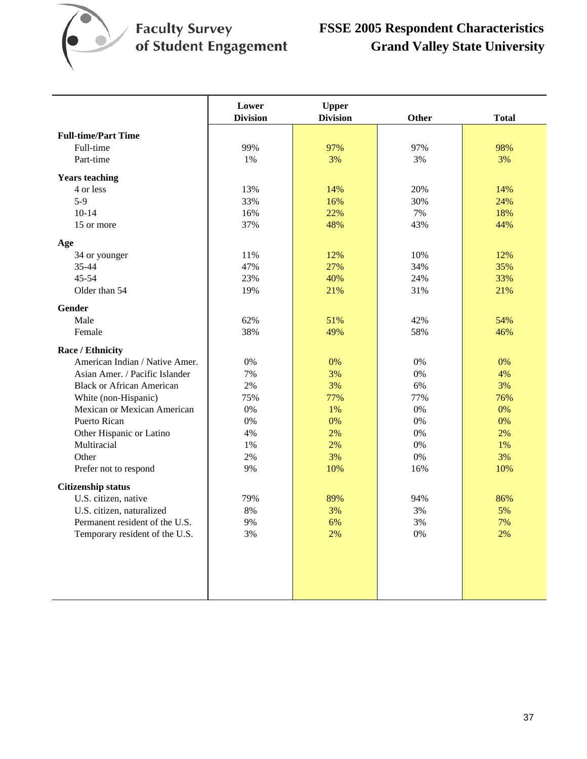Faculty Survey of Student Engagement

# FSSE 2005 Respondent Characteristics
# Grand Valley State University

| | Lower Division | Upper Division | Other | Total |
|---|---|---|---|---|
| **Full-time/Part Time** | | | | |
| Full-time | 99% | 97% | 97% | 98% |
| Part-time | 1% | 3% | 3% | 3% |
| **Years teaching** | | | | |
| 4 or less | 13% | 14% | 20% | 14% |
| 5-9 | 33% | 16% | 30% | 24% |
| 10-14 | 16% | 22% | 7% | 18% |
| 15 or more | 37% | 48% | 43% | 44% |
| **Age** | | | | |
| 34 or younger | 11% | 12% | 10% | 12% |
| 35-44 | 47% | 27% | 34% | 35% |
| 45-54 | 23% | 40% | 24% | 33% |
| Older than 54 | 19% | 21% | 31% | 21% |
| **Gender** | | | | |
| Male | 62% | 51% | 42% | 54% |
| Female | 38% | 49% | 58% | 46% |
| **Race / Ethnicity** | | | | |
| American Indian / Native Amer. | 0% | 0% | 0% | 0% |
| Asian Amer. / Pacific Islander | 7% | 3% | 0% | 4% |
| Black or African American | 2% | 3% | 6% | 3% |
| White (non-Hispanic) | 75% | 77% | 77% | 76% |
| Mexican or Mexican American | 0% | 1% | 0% | 0% |
| Puerto Rican | 0% | 0% | 0% | 0% |
| Other Hispanic or Latino | 4% | 2% | 0% | 2% |
| Multiracial | 1% | 2% | 0% | 1% |
| Other | 2% | 3% | 0% | 3% |
| Prefer not to respond | 9% | 10% | 16% | 10% |
| **Citizenship status** | | | | |
| U.S. citizen, native | 79% | 89% | 94% | 86% |
| U.S. citizen, naturalized | 8% | 3% | 3% | 5% |
| Permanent resident of the U.S. | 9% | 6% | 3% | 7% |
| Temporary resident of the U.S. | 3% | 2% | 0% | 2% |